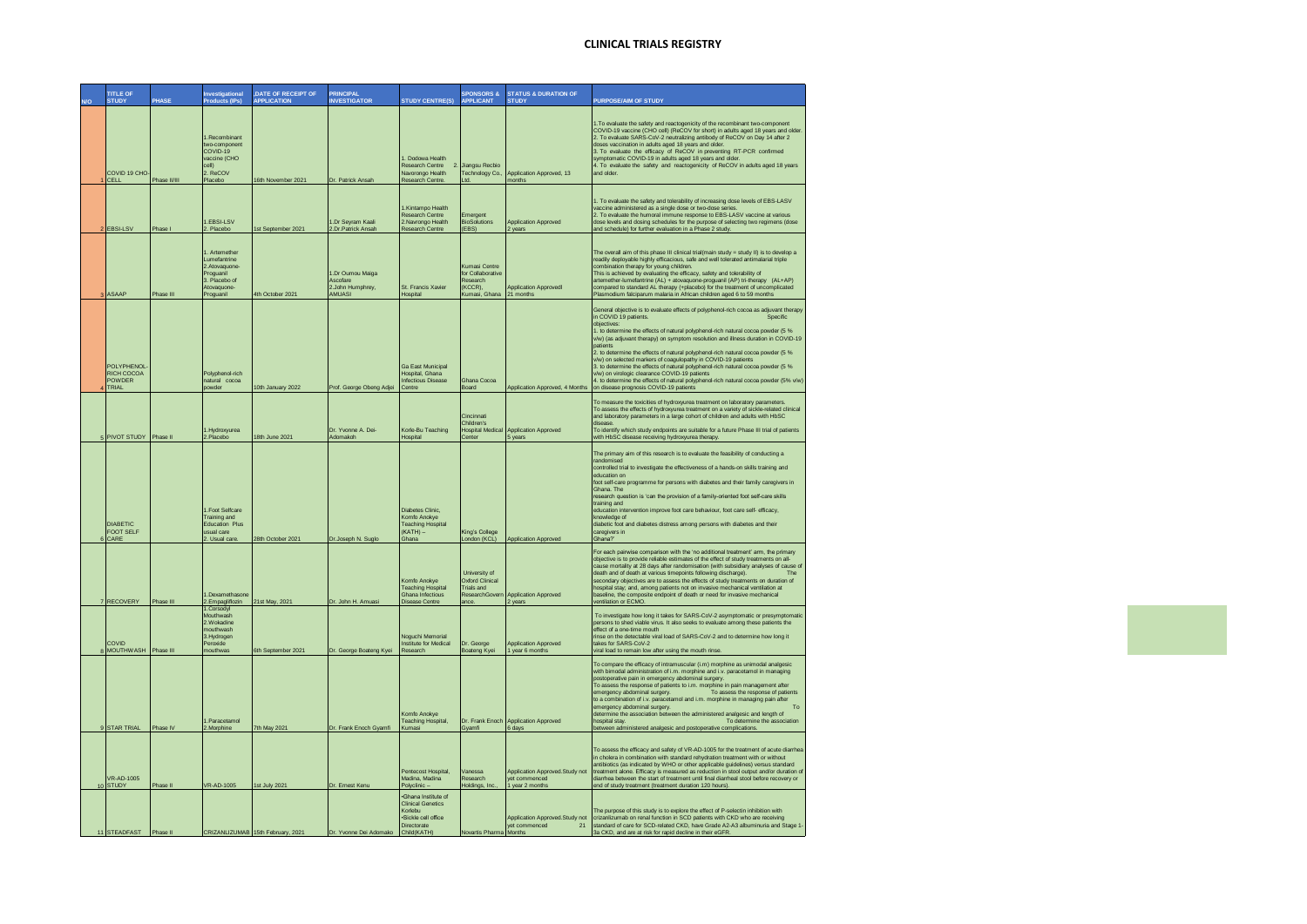# CLINICAL TRIALS REGISTRY

| N/O | TITLE OF STUDY | PHASE | Investigational Products (IPs) | DATE OF RECEIPT OF APPLICATION | PRINCIPAL INVESTIGATOR | STUDY CENTRE(S) | SPONSORS & APPLICANT | STATUS & DURATION OF STUDY | PURPOSE/AIM OF STUDY |
|---|---|---|---|---|---|---|---|---|---|
| 1 | COVID 19 CHO-CELL | Phase II/III | 1.Recombinant two-component COVID-19 vaccine (CHO cell) 2. ReCOV Placebo | 16th November 2021 | Dr. Patrick Ansah | 1. Dodowa Health Research Centre 2. Navrongo Health Research Centre. | Jiangsu Recbio Technology Co., Ltd. | Application Approved, 13 months | 1.To evaluate the safety and reactogenicity of the recombinant two-component COVID-19 vaccine (CHO cell) (ReCOV for short) in adults aged 18 years and older. 2. To evaluate SARS-CoV-2 neutralizing antibody of ReCOV on Day 14 after 2 doses vaccination in adults aged 18 years and older. 3. To evaluate the efficacy of ReCOV in preventing RT-PCR confirmed symptomatic COVID-19 in adults aged 18 years and older. 4. To evaluate the safety and reactogenicity of ReCOV in adults aged 18 years and older. |
| 2 | EBSI-LSV | Phase I | 1.EBSI-LSV 2. Placebo | 1st September 2021 | 1.Dr Seyram Kaali 2.Dr.Patrick Ansah | 1.Kintampo Health Research Centre 2.Navrongo Health Research Centre | Emergent BioSolutions (EBS) | Application Approved 2 years | 1. To evaluate the safety and tolerability of increasing dose levels of EBS-LASV vaccine administered as a single dose or two-dose series. 2. To evaluate the humoral immune response to EBS-LASV vaccine at various dose levels and dosing schedules for the purpose of selecting two regimens (dose and schedule) for further evaluation in a Phase 2 study. |
| 3 | ASAAP | Phase III | 1. Artemether Lumefantrine 2.Atovaquone-Proguanil 3. Placebo of Atovaquone-Proguanil | 4th October 2021 | 1.Dr Oumou Maiga Ascofare 2.John Humphrey, AMUASI | St. Francis Xavier Hospital | Kumasi Centre for Collaborative Research (KCCR), Kumasi, Ghana | Application Approvedl 21 months | The overall aim of this phase III clinical trial(main study = study II) is to develop a readily deployable highly efficacious, safe and well tolerated antimalarial triple combination therapy for young children. This is achieved by evaluating the efficacy, safety and tolerability of artemether-lumefantrine (AL) + atovaquone-proguanil (AP) tri-therapy (AL+AP) compared to standard AL therapy (+placebo) for the treatment of uncomplicated Plasmodium falciparum malaria in African children aged 6 to 59 months |
| 4 | POLYPHENOL-RICH COCOA POWDER TRIAL | | Polyphenol-rich natural cocoa powder | 10th January 2022 | Prof. George Obeng Adjei | Ga East Municipal Hospital, Ghana Infectious Disease Centre | Ghana Cocoa Board | Application Approved, 4 Months | General objective is to evaluate effects of polyphenol-rich cocoa as adjuvant therapy in COVID 19 patients. Specific objectives: 1. to determine the effects of natural polyphenol-rich natural cocoa powder (5 % v/w) (as adjuvant therapy) on symptom resolution and illness duration in COVID-19 patients 2. to determine the effects of natural polyphenol-rich natural cocoa powder (5 % v/w) on selected markers of coagulopathy in COVID-19 patients 3. to determine the effects of natural polyphenol-rich natural cocoa powder (5 % v/w) on virologic clearance COVID-19 patients 4. to determine the effects of natural polyphenol-rich natural cocoa powder (5% v/w) on disease prognosis COVID-19 patients |
| 5 | PIVOT STUDY | Phase II | 1.Hydroxyurea 2.Placebo | 18th June 2021 | Dr. Yvonne A. Dei-Adomakoh | Korle-Bu Teaching Hospital | Cincinnati Children's Hospital Medical Center | Application Approved 5 years | To measure the toxicities of hydroxyurea treatment on laboratory parameters. To assess the effects of hydroxyurea treatment on a variety of sickle-related clinical and laboratory parameters in a large cohort of children and adults with HbSC disease. To identify which study endpoints are suitable for a future Phase III trial of patients with HbSC disease receiving hydroxyurea therapy. |
| 6 | DIABETIC FOOT SELF CARE | | 1.Foot Selfcare Training and Education Plus usual care 2. Usual care. | 28th October 2021 | Dr.Joseph N. Suglo | Diabetes Clinic, Komfo Anokye Teaching Hospital (KATH) – Ghana | King's College London (KCL) | Application Approved | The primary aim of this research is to evaluate the feasibility of conducting a randomised controlled trial to investigate the effectiveness of a hands-on skills training and education on foot self-care programme for persons with diabetes and their family caregivers in Ghana. The research question is 'can the provision of a family-oriented foot self-care skills training and education intervention improve foot care behaviour, foot care self- efficacy, knowledge of diabetic foot and diabetes distress among persons with diabetes and their caregivers in Ghana?' |
| 7 | RECOVERY | Phase III | 1.Dexamethasone 2.Empagliflozin | 21st May, 2021 | Dr. John H. Amuasi | Komfo Anokye Teaching Hospital Ghana Infectious Disease Centre | University of Oxford Clinical Trials and ResearchGovernance. | Application Approved 2 years | For each pairwise comparison with the 'no additional treatment' arm, the primary objective is to provide reliable estimates of the effect of study treatments on all-cause mortality at 28 days after randomisation (with subsidiary analyses of cause of death and of death at various timepoints following discharge). The secondary objectives are to assess the effects of study treatments on duration of hospital stay; and, among patients not on invasive mechanical ventilation at baseline, the composite endpoint of death or need for invasive mechanical ventilation or ECMO. |
| 8 | COVID MOUTHWASH | Phase III | 1.Corsodyl Mouthwash 2.Wokadine mouthwash 3.Hydrogen Peroxide mouthwas | 6th September 2021 | Dr. George Boateng Kyei | Noguchi Memorial Institute for Medical Research | Dr. George Boateng Kyei | Application Approved 1 year 6 months | To investigate how long it takes for SARS-CoV-2 asymptomatic or presymptomatic persons to shed viable virus. It also seeks to evaluate among these patients the effect of a one-time mouth rinse on the detectable viral load of SARS-CoV-2 and to determine how long it takes for SARS-CoV-2 viral load to remain low after using the mouth rinse. |
| 9 | STAR TRIAL | Phase IV | 1.Paracetamol 2.Morphine | 7th May 2021 | Dr. Frank Enoch Gyamfi | Komfo Anokye Teaching Hospital, Kumasi | Dr. Frank Enoch Gyamfi | Application Approved 6 days | To compare the efficacy of intramuscular (i.m) morphine as unimodal analgesic with bimodal administration of i.m. morphine and i.v. paracetamol in managing postoperative pain in emergency abdominal surgery. To assess the response of patients to i.m. morphine in pain management after emergency abdominal surgery. To assess the response of patients to a combination of i.v. paracetamol and i.m. morphine in managing pain after emergency abdominal surgery. To determine the association between the administered analgesic and length of hospital stay. To determine the association between administered analgesic and postoperative complications. |
| 10 | VR-AD-1005 STUDY | Phase II | VR-AD-1005 | 1st July 2021 | Dr. Ernest Kenu | Pentecost Hospital, Madina, Madina Polyclinic – | Vanessa Research Holdings, Inc., | Application Approved.Study not yet commenced 1 year 2 months | To assess the efficacy and safety of VR-AD-1005 for the treatment of acute diarrhea in cholera in combination with standard rehydration treatment with or without antibiotics (as indicated by WHO or other applicable guidelines) versus standard treatment alone. Efficacy is measured as reduction in stool output and/or duration of diarrhea between the start of treatment until final diarrheal stool before recovery or end of study treatment (treatment duration 120 hours). |
| 11 | STEADFAST | Phase II | CRIZANLIZUMAB | 15th February, 2021 | Dr. Yvonne Dei Adomako | •Ghana Institute of Clinical Genetics Korlebu •Sickle cell office Directorate Child(KATH) | Novartis Pharma | Application Approved.Study not yet commenced 21 Months | The purpose of this study is to explore the effect of P-selectin inhibition with crizanlizumab on renal function in SCD patients with CKD who are receiving standard of care for SCD-related CKD, have Grade A2-A3 albuminuria and Stage 1-3a CKD, and are at risk for rapid decline in their eGFR. |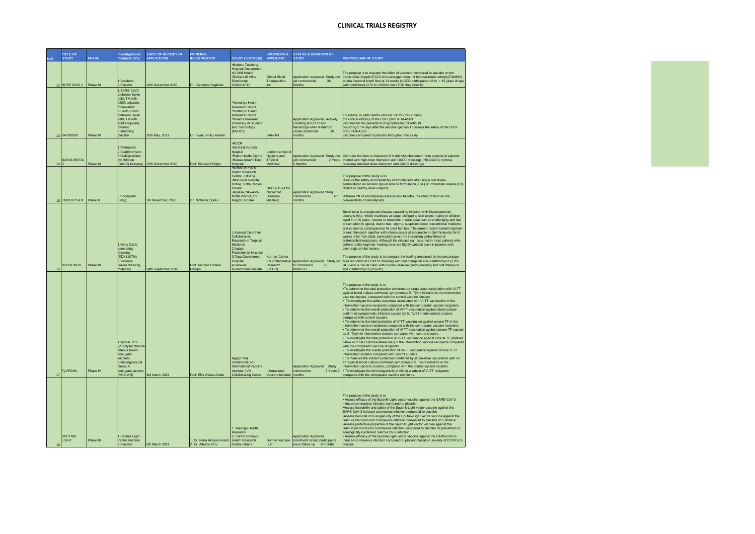# CLINICAL TRIALS REGISTRY

| N/O | TITLE OF STUDY | PHASE | Investigational Products (IPs) | DATE OF RECEIPT OF APPLICATION | PRINCIPAL INVESTIGATOR | STUDY CENTRE(S) | SPONSORS & APPLICANT | STATUS & DURATION OF STUDY | PURPOSE/AIM OF STUDY |
|---|---|---|---|---|---|---|---|---|---|
| 12 | HOPE KIDS 2 | Phase III | 1.Voxelotor 2.Placebo | 16th December 2020 | Dr. Catherine Segbefia | •Korlebu Teaching Hospital Department of Child Health •Sickle cell office Directorate Child(KATH) | Global Blood Therapeutics, inc | Application Approved. Study not yet commenced 38 Months | The purpose is to evaluate the effect of voxelotor compared to placebo on the transcranial Doppler(TCD) time-averaged mean of the maximum velocity(TAMMV) arterial cerebral blood flow at 24 weeks in SCD participants >2 to < 15 years of age with conditional (170 to <200cm/sec) TCD flow velocity. |
| 13 | VAT00008 | Phase III | 1.SARS-CoV2 prefusion Spike delta TM with AS03 adjuvant, monovalent 2.SARS-CoV2 prefusion Spike delta TM with AS03 adjuvant, bivalent 3.Matching placebo | 26th May, 2021 | Dr. Kwaku Poku Asante | *Navrongo Health Research Centre *Kintampo Health Research Centre *Kwame Nkrumah University of Science and Technology (KNUST) | SANOFI | Application Approved. Actively Enrolling at KCCR and Navorongo while Kintampo closed enrolment 18 months | To assess, in participants who are SARS-CoV-2 naive, the clinical efficacy of the CoV2 preS dTM-AS03 vaccines for the prevention of symptomatic COVID-19 occurring ≥ 14 days after the second injection.To assess the safety of the CoV2 preS dTM-AS03 vaccines compared to placebo throughout the study. |
| 14 | BURULIRIFDAC | Phase III | 1.Rifampicin 2.Clarithromycin 3.Dialkylcarbamoyl chloride (DACC) Dressing | 12th December 2020 | Prof. Richard Phillips | •KCCR •Ga East munical hospital •Pakro Health Centre •Wassa Amenfi East Hospital | London school of Hygiene and Tropical Medicine | Application Approved. Study not yet commenced 2 Years 6 Months | Compare the time to clearance of viable Mycobacterium from wounds of patients treated with high-dose rifampicin and DACC dressings (HR-DACC) to those receiving standard dose rifampicin and DACC dressings |
| 15 | EMODEPSIDE | Phase II | Emodepside (5mg) | 5th November, 2020 | Dr. Nicholas Opoku | •School of Public Health Research Centre, (UHAS). •Municipal Hospital, Hohoe, Volta Region, Ghana •Kpassa, Nkwanta-North District, Oti Region, Ghana | DNDi (Drugs for Neglected Diseases initiative) | Application Approved.Study commenced 67 months | The purpose of this study is to •Ensure the safety and tolerability of emodepside after single oral doses administered as solution (liquid service formulation, LSF) or immediate release (IR) tablets in healthy male subjects •Plasma PK of emodepside (solution and tablets), the effect of food on the bioavailability of emodepside |
| 16 | BURULINOX | Phase III | 1.Nitric Oxide generating dressing (EDX110TM) 2.Vaseline Gauze dressing materials | 24th September 2018 | Prof. Richard Odame Phillips | 1.Kumasi Centre for Collaborative Research in Tropical Medicine 2.Agogo Presbyterian Hospital 3.Tepa Government Hospital 4.Dunkwa Government Hospital | Kumasi Center For Collaborative Research (KCCR) | Application Approved Study yet to commence 36 MONTHS | Buruli ulcer is a neglected disease caused by infection with Mycobacterium ulcerans (Mu), which manifests as large, disfiguring skin ulcers mainly in children aged 5 to 15 years. Access to treatment in rural areas can be challenging and late presentation is typical, due to fear, stigma, suspicion about conventional medicine and economic consequences for poor families. The current recommended regimen of oral rifampicin together with intramuscular streptomycin or clarithromycin for 8 weeks is far from ideal, particularly given the increasing global threat of antimicrobial resistance. Although the disease can be cured in most patients who adhere to this regimen, healing rates are highly variable even in patients with seemingly similar lesions. The purpose of the study is to compare the healing measured by the percentage area reduction of EDX110 dressing with oral rifampicin and clarithromycin (EDX-RC) versus 'Usual Care' with routine Vaseline gauze dressing and oral rifampicin and clarithromycin (VG-RC). |
| 17 | TyVEGHA | Phase IV | 1.Typbar TCV (Vi polysaccharide-tetanus toxoid conjugate vaccine) 2.Meningococcal Group A conjugate vaccine (MCV-A 5) | 3rd March 2021 | Prof. Ellis Owusu-Dabo | Agogo Trial Center/KNUST-International Vaccine Institute (IVI) Collaborating Center | International Vaccine Institute | Application Approved Study commenced 3 Years 5 months | The purpose of the study is to •To determine the total protection conferred by single-dose vaccination with Vi-TT against blood culture-confirmed symptomatic S. Typhi infection in the intervention vaccine clusters, compared with the control vaccine clusters • To investigate the safety outcomes associated with Vi-TT vaccination in the intervention vaccine recipients compared with the comparator vaccine recipients • To determine the overall protection of Vi-TT vaccination against blood culture-confirmed symptomatic infection caused by S. Typhi in intervention clusters compared with control clusters • To determine the total protection of Vi-TT vaccination against severe TF in the intervention vaccine recipients compared with the comparator vaccine recipients • To determine the overall protection of Vi-TT vaccination against severe TF caused by S. Typhi in intervention clusters compared with control clusters • To investigate the total protection of Vi-TT vaccination against clinical TF (defined below in "Trial Outcome Measures") in the intervention vaccine recipients compared with the comparator vaccine recipients • To investigate the overall protection of Vi-TT vaccination against clinical TF in intervention clusters compared with control clusters • To measure the indirect protection conferred by single-dose vaccination with Vi-TT against blood culture-confirmed symptomatic S. Typhi infection in the intervention vaccine clusters, compared with the control vaccine clusters • To investigate the immunogenicity profile in a subset of Vi-TT recipients compared with the comparator vaccine recipients. |
| 18 | SPUTNIK LIGHT | Phase III | 1.Sputnik Light Vector Vaccine 2.Placebo | 5th March 2021 | 1. Dr. Nana Akosua Ansah 2. Dr. Alberta Amu | 1. Navrogo Health Research 2. Centre Dodowa Health Research Centre Ghana | Human Vaccine LLC | Application Approved Enrolment closed participants are in follow up 8 months | The purpose of the study is to • Assess efficacy of the Sputnik-Light vector vaccine against the SARS-CoV-2-induced coronavirus infection compared to placebo •Assess tolerability and safety of the Sputnik-Light vector vaccine against the SARS-CoV-2-induced coronavirus infection compared to placebo •Assess humoral immunogenicity of the Sputnik-Light vector vaccine against the SARS-CoV-2-induced coronavirus infection compared to placebo on Subset A . •Assess protective properties of the SputnikLight vector vaccine against the SARSCoV-2-induced coronavirus infection compared to placebo for prevention of serologically confirmed SARS-CoV-2 infection • Assess efficacy of the Sputnik-Light vector vaccine against the SARS-CoV-2-induced coronavirus infection compared to placebo based on severity of COVID-19 disease |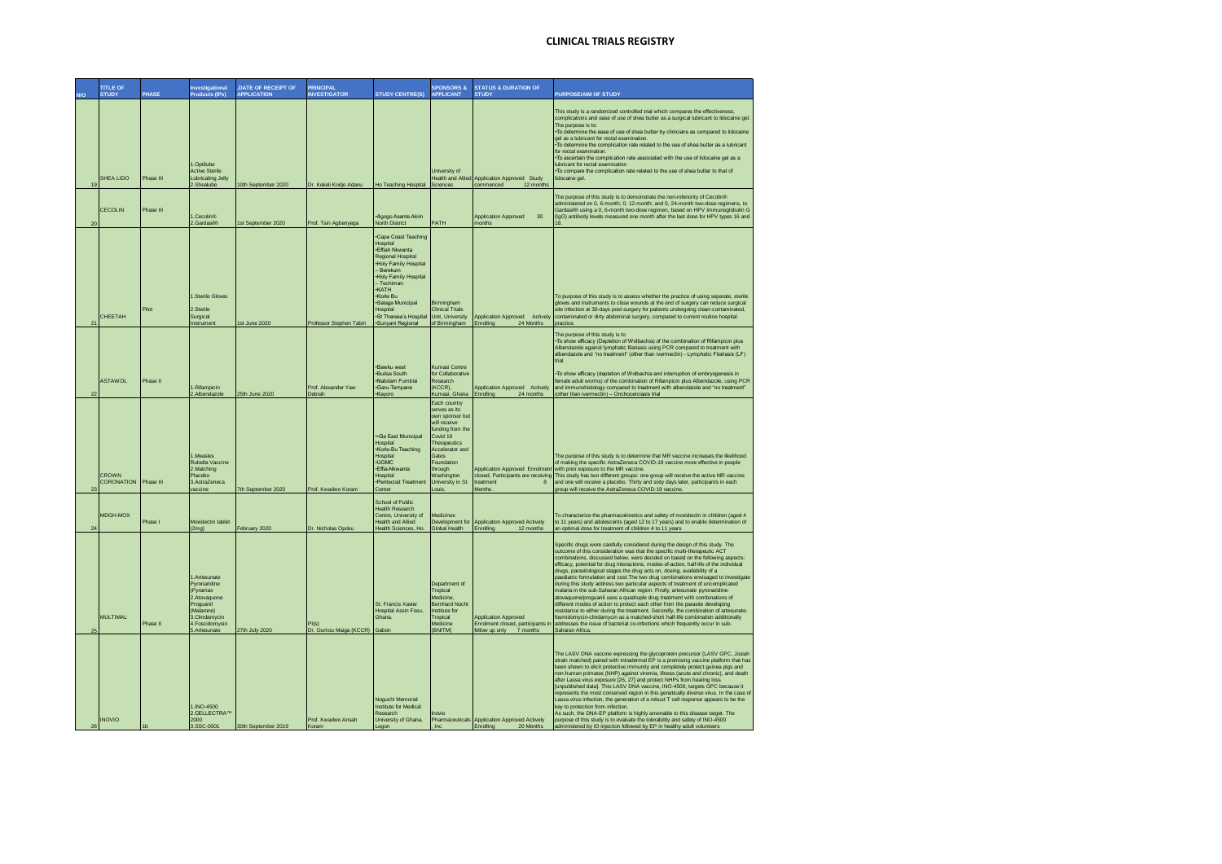# CLINICAL TRIALS REGISTRY

| N/O | TITLE OF STUDY | PHASE | Investigational Products (IPs) | DATE OF RECEIPT OF APPLICATION | PRINCIPAL INVESTIGATOR | STUDY CENTRE(S) | SPONSORS & APPLICANT | STATUS & DURATION OF STUDY | PURPOSE/AIM OF STUDY |
|---|---|---|---|---|---|---|---|---|---|
| 19 | SHEA LIDO | Phase III | 1.Optilube Active Sterile Lubricating Jelly 2.Shealube | 10th September 2020 | Dr. Kekeli Kodjo Adanu | Ho Teaching Hospital | University of Health and Allied Sciences | Application Approved Study commenced 12 months | This study is a randomized controlled trial which compares the effectiveness, complications and ease of use of shea butter as a surgical lubricant to lidocaine gel. The purpose is to: •To determine the ease of use of shea butter by clinicians as compared to lidocaine gel as a lubricant for rectal examination. •To determine the complication rate related to the use of shea butter as a lubricant for rectal examination. •To ascertain the complication rate associated with the use of lidocaine gel as a lubricant for rectal examination •To compare the complication rate related to the use of shea butter to that of lidocaine gel. |
| 20 | CECOLIN | Phase III | 1.Cecolin® 2.Gardasil® | 1st September 2020 | Prof. Tsiri Agbenyega | •Agogo Asante Akim North District | PATH | Application Approved 30 months | The purpose of this study is to demonstrate the non-inferiority of Cecolin® administered on 0, 6-month; 0, 12-month; and 0, 24-month two-dose regimens, to Gardasil® using a 0, 6-month two-dose regimen, based on HPV immunoglobulin G (IgG) antibody levels measured one month after the last dose for HPV types 16 and 18. |
| 21 | CHEETAH | Pilot | 1.Sterile Gloves 2.Sterile Surgical Instrument | 1st June 2020 | Professor Stephen Tabiri | •Cape Coast Teaching Hospital •Effiah Nkwanta Regional Hospital •Holy Family Hospital – Berekum •Holy Family Hospital – Techiman •KATH •Korle Bu •Salaga Municipal Hospital •St Theresa's Hospital •Sunyani Regional | Birmingham Clinical Trials Unit, University of Birmingham | Application Approved Actively Enrolling 24 Months | To purpose of this study is to assess whether the practice of using separate, sterile gloves and instruments to close wounds at the end of surgery can reduce surgical site infection at 30-days post-surgery for patients undergoing clean-contaminated, contaminated or dirty abdominal surgery, compared to current routine hospital practice. |
| 22 | ASTAWOL | Phase II | 1.Rifampicin 2.Albendazole | 25th June 2020 | Prof. Alexander Yaw Debrah | •Bawku west •Builsa South •Nabdam Fumbisi •Garu-Tempane •Kayoro | Kumasi Centre for Collaborative Research (KCCR), Kumasi, Ghana | Application Approved Actively Enrolling 24 months | The purpose of this study is to •To show efficacy (Depletion of Wolbachia) of the combination of Rifampicin plus Albendazole against lymphatic filariasis using PCR compared to treatment with albendazole and "no treatment" (other than ivermectin) - Lymphatic Filariasis (LF) trial •To show efficacy (depletion of Wolbachia and interruption of embryogenesis in female adult worms) of the combination of Rifampicin plus Albendazole, using PCR and immunohistology compared to treatment with albendazole and "no treatment" (other than ivermectin) – Onchocerciasis trial |
| 23 | CROWN CORONATION | Phase III | 1.Measles Rubella Vaccine 2.Matching Placebo 3.AstraZeneca vaccine | 7th September 2020 | Prof. Kwadwo Koram | ••Ga East Municipal Hospital •Korle-Bu Teaching Hospital •UGMC •Effia-Nkwanta Hospital •Pentecost Treatment Center | Each country serves as its own sponsor but will receive funding from the Covid 19 Therapeutics Accelerator and Gates Foundation through Washington University in St. Louis. | Application Approved Enrolment closed, Participants are receiving treatment 8 Months . | The purpose of this study is to determine that MR vaccine increases the likelihood of making the specific AstraZeneca COVID-19 vaccine more effective in people with prior exposure to the MR vaccine. This study has two different groups: one group will receive the active MR vaccine and one will receive a placebo. Thirty and sixty days later, participants in each group will receive the AstraZeneca COVID-19 vaccine. |
| 24 | MDGH-MOX | Phase I | Moxidectin tablet (2mg) | February 2020 | Dr. Nicholas Opoku | School of Public Health Research Centre, University of Health and Allied Health Sciences, Ho. | Medicines Development for Global Health | Application Approved Actively Enrolling 12 months | To characterize the pharmacokinetics and safety of moxidectin in children (aged 4 to 11 years) and adolescents (aged 12 to 17 years) and to enable determination of an optimal dose for treatment of children 4 to 11 years |
| 25 | MULTIMAL | Phase II | 1.Artesunate Pyronaridine (Pyramax 2.Atovaquone Proguanil (Malarone) 3.Clindamycin 4.Foscidomysin 5.Artesunate | 27th July 2020 | PI(s) Dr. Oumou Maiga (KCCR) Gabon | St. Francis Xavier Hospital Assin Fosu, Ghana. | Department of Tropical Medicine, Bernhard Nocht Institute for Tropical Medicine (BNITM) | Application Approved Enrolment closed, participants in follow up only 7 months | Specific drugs were carefully considered during the design of this study. The outcome of this consideration was that the specific multi-therapeutic ACT combinations, discussed below, were decided on based on the following aspects: efficacy, potential for drug interactions, modes-of-action, half-life of the individual drugs, parasitological stages the drug acts on, dosing, availability of a paediatric formulation and cost.The two drug combinations envisaged to investigate during this study address two particular aspects of treatment of uncomplicated malaria in the sub-Saharan African region. Firstly, artesunate pyronaridine-atovaquone/proguanil uses a quadruple drug treatment with combinations of different modes of action to protect each other from the parasite developing resistance to either during the treatment. Secondly, the combination of artesunate-fosmidomycin-clindamycin as a matched-short half-life combination additionally addresses the issue of bacterial co-infections which frequently occur in sub-Saharan Africa. |
| 26 | INOVIO | 1b | 1.INO-4500 2.CELLECTRA™ 2000 3.SSC-0001 | 30th September 2019 | Prof. Kwadwo Ansah Koram | Noguchi Memorial Institute for Medical Research University of Ghana, Legon | Inovio Pharmaceuticals , Inc | Application Approved Actively Enrolling 20 Months | The LASV DNA vaccine expressing the glycoprotein precursor (LASV GPC, Josiah strain matched) paired with intradermal EP is a promising vaccine platform that has been shown to elicit protective immunity and completely protect guinea pigs and non-human primates (NHP) against viremia, illness (acute and chronic), and death after Lassa virus exposure [26, 27] and protect NHPs from hearing loss [unpublished data]. This LASV DNA vaccine, INO-4500, targets GPC because it represents the most conserved region in this genetically diverse virus. In the case of Lassa virus infection, the generation of a robust T cell response appears to be the key to protection from infection. As such, the DNA-EP platform is highly amenable to this disease target. The purpose of this study is to evaluate the tolerability and safety of INO-4500 administered by ID injection followed by EP in healthy adult volunteers |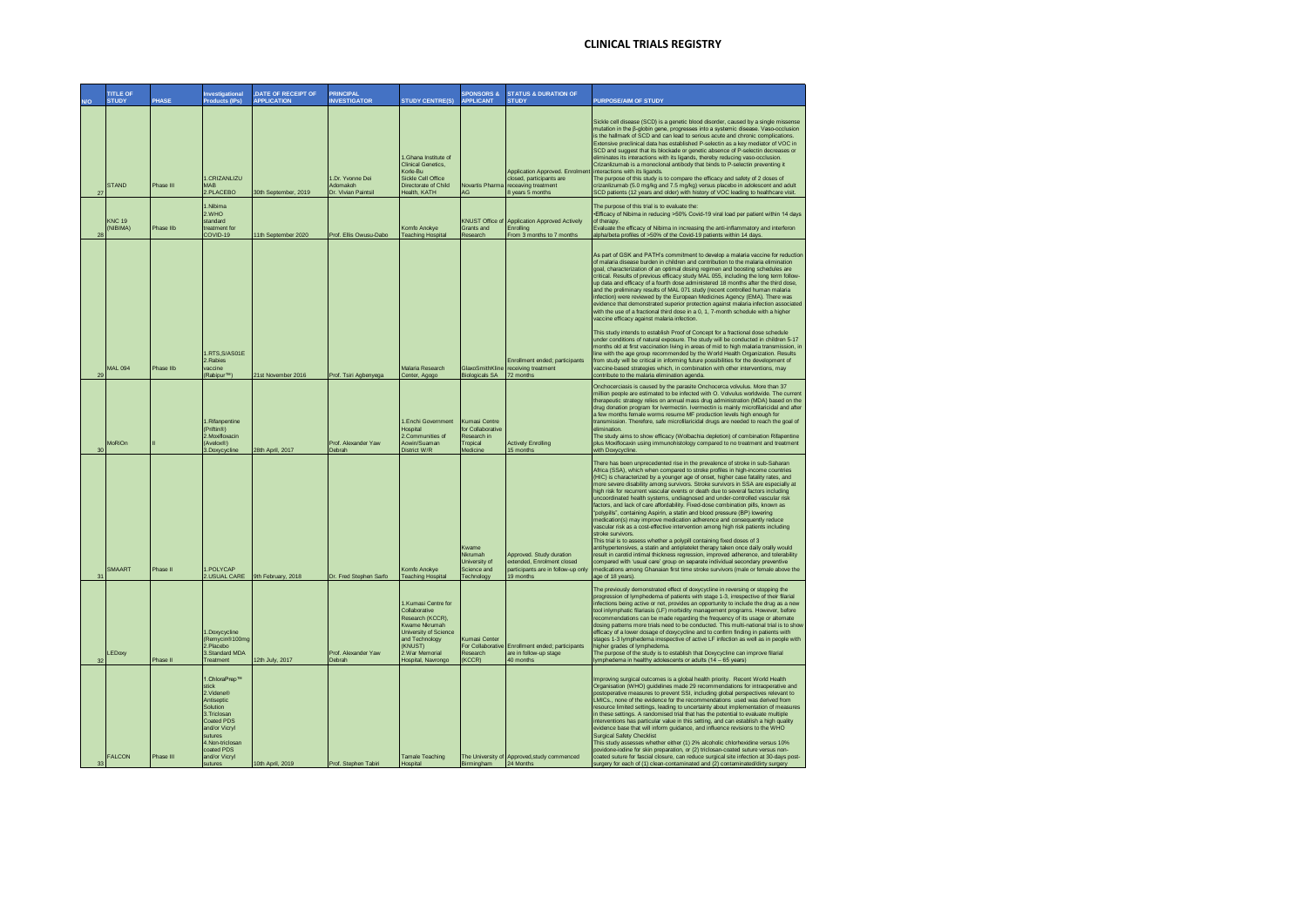# CLINICAL TRIALS REGISTRY

| N/O | TITLE OF STUDY | PHASE | Investigational Products (IPs) | DATE OF RECEIPT OF APPLICATION | PRINCIPAL INVESTIGATOR | STUDY CENTRE(S) | SPONSORS & APPLICANT | STATUS & DURATION OF STUDY | PURPOSE/AIM OF STUDY |
|---|---|---|---|---|---|---|---|---|---|
| 27 | STAND | Phase III | 1.CRIZANLIZUMAB 2.PLACEBO | 30th September, 2019 | 1.Dr. Yvonne Dei Adomakoh Dr. Vivian Paintsil | 1.Ghana Institute of Clinical Genetics, Korle-Bu Sickle Cell Office Directorate of Child Health, KATH | Novartis Pharma AG | Application Approved. Enrollment closed, participants are receiving treatment 8 years 5 months | Sickle cell disease (SCD) is a genetic blood disorder, caused by a single missense mutation in the β-globin gene, progresses into a systemic disease. Vaso-occlusion is the hallmark of SCD and can lead to serious acute and chronic complications. Extensive preclinical data has established P-selectin as a key mediator of VOC in SCD and suggest that its blockade or genetic absence of P-selectin decreases or eliminates its interactions with its ligands, thereby reducing vaso-occlusion. Crizanlizumab is a monoclonal antibody that binds to P-selectin preventing it interactions with its ligands. The purpose of this study is to compare the efficacy and safety of 2 doses of crizanlizumab (5.0 mg/kg and 7.5 mg/kg) versus placebo in adolescent and adult SCD patients (12 years and older) with history of VOC leading to healthcare visit. |
| 28 | KNC 19 (NIBIMA) | Phase IIb | 1.Nibima 2.WHO standard treatment for COVID-19 | 11th September 2020 | Prof. Ellis Owusu-Dabo | Komfo Anokye Teaching Hospital | KNUST Office of Grants and Research | Application Approved Actively Enrolling From 3 months to 7 months | The purpose of this trial is to evaluate the: •Efficacy of Nibima in reducing >50% Covid-19 viral load per patient within 14 days of therapy. Evaluate the efficacy of Nibima in increasing the anti-inflammatory and interferon alpha/beta profiles of >50% of the Covid-19 patients within 14 days. |
| 29 | MAL 094 | Phase IIb | 1.RTS,S/AS01E 2.Rabies vaccine (Rabipur™) | 21st November 2016 | Prof. Tsiri Agbenyega | Malaria Research Center, Agogo | GlaxoSmithKline Biologicals SA | Enrollment ended; participants receiving treatment 72 months | As part of GSK and PATH's commitment to develop a malaria vaccine for reduction of malaria disease burden in children and contribution to the malaria elimination goal, characterization of an optimal dosing regimen and boosting schedules are critical. Results of previous efficacy study MAL 055, including the long term follow-up data and efficacy of a fourth dose administered 18 months after the third dose, and the preliminary results of MAL 071 study (recent controlled human malaria infection) were reviewed by the European Medicines Agency (EMA). There was evidence that demonstrated superior protection against malaria infection associated with the use of a fractional third dose in a 0, 1, 7-month schedule with a higher vaccine efficacy against malaria infection. This study intends to establish Proof of Concept for a fractional dose schedule under conditions of natural exposure. The study will be conducted in children 5-17 months old at first vaccination living in areas of mid to high malaria transmission, in line with the age group recommended by the World Health Organization. Results from study will be critical in informing future possibilities for the development of vaccine-based strategies which, in combination with other interventions, may contribute to the malaria elimination agenda. |
| 30 | MoRiOn | II | 1.Rifapentine (Priftin®) 2.Moxifloxacin (Avelox®) 3.Doxycycline | 28th April, 2017 | Prof. Alexander Yaw Debrah | 1.Enchi Government Hospital 2.Communities of Aowin/Suaman District W/R | Kumasi Centre for Collaborative Research in Tropical Medicine | Actively Enrolling 15 months | Onchocerciasis is caused by the parasite Onchocerca volvulus. More than 37 million people are estimated to be infected with O. Volvulus worldwide. The current therapeutic strategy relies on annual mass drug administration (MDA) based on the drug donation program for Ivermectin. Ivermectin is mainly microfilaricidal and after a few months female worms resume MF production levels high enough for transmission. Therefore, safe microfilaricidal drugs are needed to reach the goal of elimination. The study aims to show efficacy (Wolbachia depletion) of combination Rifapentine plus Moxifloxacin using immunohistology compared to no treatment and treatment with Doxycycline. |
| 31 | SMAART | Phase II | 1.POLYCAP 2.USUAL CARE | 9th February, 2018 | Dr. Fred Stephen Sarfo | Komfo Anokye Teaching Hospital | Kwame Nkrumah University of Science and Technology | Approved. Study duration extended, Enrolment closed participants are in follow-up only 19 months | There has been unprecedented rise in the prevalence of stroke in sub-Saharan Africa (SSA), which when compared to stroke profiles in high-income countries (HIC) is characterized by a younger age of onset, higher case fatality rates, and more severe disability among survivors. Stroke survivors in SSA are especially at high risk for recurrent vascular events or death due to several factors including uncoordinated health systems, undiagnosed and under-controlled vascular risk factors, and lack of care affordability. Fixed-dose combination pills, known as "polypills", containing Aspirin, a statin and blood pressure (BP) lowering medication(s) may improve medication adherence and consequently reduce vascular risk as a cost-effective intervention among high risk patients including stroke survivors. This trial is to assess whether a polypill containing fixed doses of 3 antihypertensives, a statin and antiplatelet therapy taken once daily orally would result in carotid intimal thickness regression, improved adherence, and tolerability compared with 'usual care' group on separate individual secondary preventive medications among Ghanaian first time stroke survivors (male or female above the age of 18 years). |
| 32 | LEDoxy | Phase II | 1.Doxycycline (Remycin®100mg 2.Placebo 3.Standard MDA Treatment | 12th July, 2017 | Prof. Alexander Yaw Debrah | 1.Kumasi Centre for Collaborative Research (KCCR), Kwame Nkrumah University of Science and Technology (KNUST) 2.War Memorial Hospital, Navrongo | Kumasi Center For Collaborative Research (KCCR) | Enrollment ended; participants are in follow-up stage 40 months | The previously demonstrated effect of doxycycline in reversing or stopping the progression of lymphedema of patients with stage 1-3, irrespective of their filarial infections being active or not, provides an opportunity to include the drug as a new tool inlymphatic filariasis (LF) morbidity management programs. However, before recommendations can be made regarding the frequency of its usage or alternate dosing patterns more trials need to be conducted. This multi-national trial is to show efficacy of a lower dosage of doxycycline and to confirm finding in patients with stages 1-3 lymphedema irrespective of active LF infection as well as in people with higher grades of lymphedema. The purpose of the study is to establish that Doxycycline can improve filarial lymphedema in healthy adolescents or adults (14 – 65 years) |
| 33 | FALCON | Phase III | 1.ChloraPrep™ stick 2.Videne® Antiseptic Solution 3.Triclosan Coated PDS and/or Vicryl sutures 4.Non-triclosan coated PDS and/or Vicryl sutures | 10th April, 2019 | Prof. Stephen Tabiri | Tamale Teaching Hospital | The University of Birmingham | Approved,study commenced 24 Months | Improving surgical outcomes is a global health priority. Recent World Health Organisation (WHO) guidelines made 29 recommendations for intraoperative and postoperative measures to prevent SSI, including global perspectives relevant to LMICs., none of the evidence for the recommendations used was derived from resource limited settings, leading to uncertainty about implementation of measures in these settings. A randomised trial that has the potential to evaluate multiple interventions has particular value in this setting, and can establish a high quality evidence base that will inform guidance, and influence revisions to the WHO Surgical Safety Checklist This study assesses whether either (1) 2% alcoholic chlorhexidine versus 10% povidone-iodine for skin preparation, or (2) triclosan-coated suture versus non-coated suture for fascial closure, can reduce surgical site infection at 30-days post-surgery for each of (1) clean-contaminated and (2) contaminated/dirty surgery |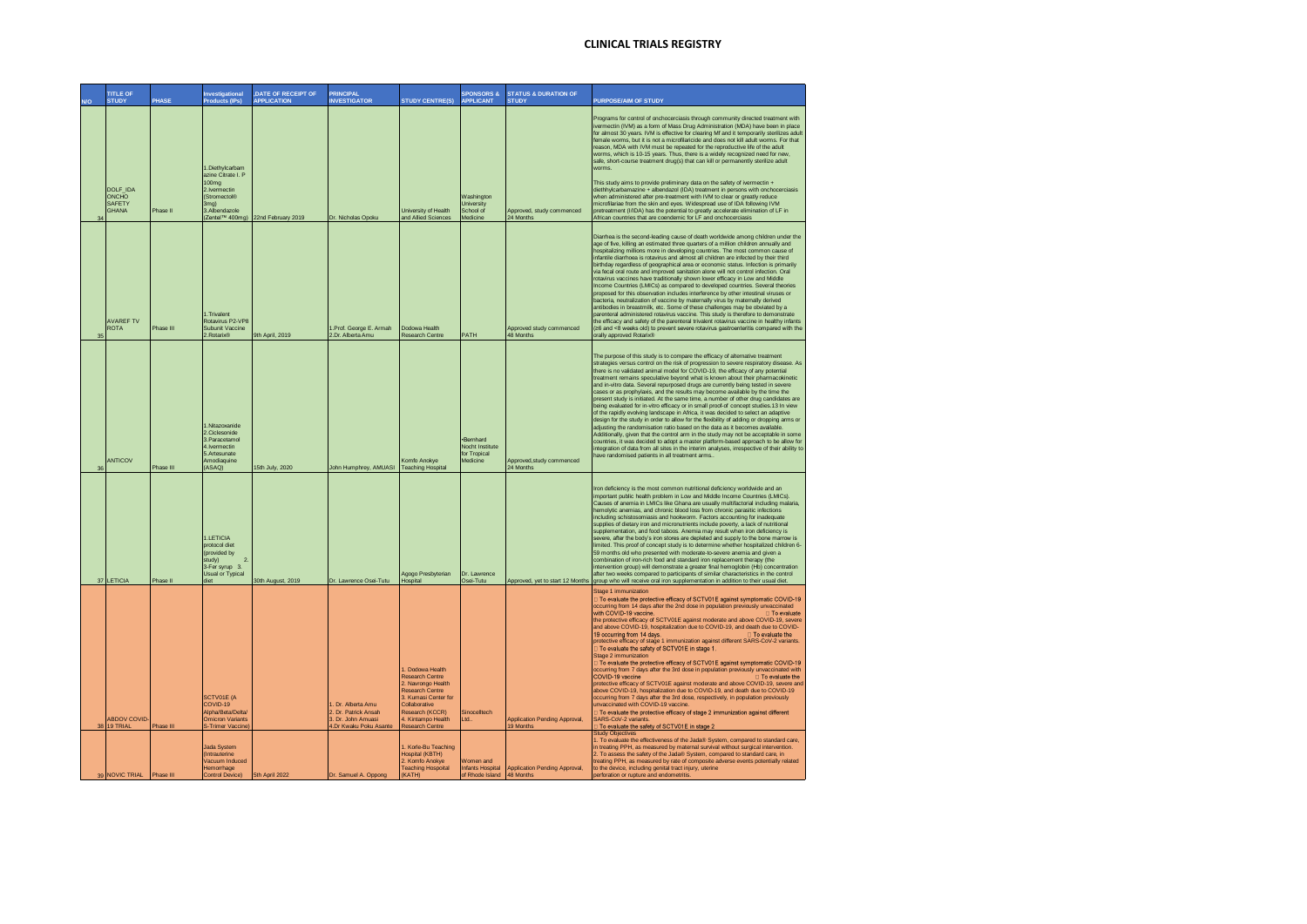# CLINICAL TRIALS REGISTRY

| N/O | TITLE OF STUDY | PHASE | Investigational Products (IPs) | DATE OF RECEIPT OF APPLICATION | PRINCIPAL INVESTIGATOR | STUDY CENTRE(S) | SPONSORS & APPLICANT | STATUS & DURATION OF STUDY | PURPOSE/AIM OF STUDY |
|---|---|---|---|---|---|---|---|---|---|
| 34 | DOLF_IDA ONCHO SAFETY GHANA | Phase II | 1.Diethylcarbamazine Citrate I. P 100mg 2.Ivermectin (Stromectol® 3mg) 3.Albendazole (Zentel™ 400mg) | 22nd February 2019 | Dr. Nicholas Opoku | University of Health and Allied Sciences | Washington University School of Medicine | Approved, study commenced 24 Months | Programs for control of onchocerciasis through community directed treatment with ivermectin (IVM) as a form of Mass Drug Administration (MDA) have been in place for almost 30 years. IVM is effective for clearing Mf and it temporarily sterilizes adult female worms, but it is not a microfilaricide and does not kill adult worms. For that reason, MDA with IVM must be repeated for the reproductive life of the adult worms, which is 10-15 years. Thus, there is a widely recognized need for new, safe, short-course treatment drug(s) that can kill or permanently sterilize adult worms.<br><br>This study aims to provide preliminary data on the safety of ivermectin + diethylcarbamazine + albendazol (IDA) treatment in persons with onchocerciasis when administered after pre-treatment with IVM to clear or greatly reduce microfilariae from the skin and eyes. Widespread use of IDA following IVM pretreatment (I/IDA) has the potential to greatly accelerate elimination of LF in African countries that are coendemic for LF and onchocerciasis |
| 35 | AVAREF TV ROTA | Phase III | 1.Trivalent Rotavirus P2-VP8 Subunit Vaccine 2.Rotarix® | 9th April, 2019 | 1.Prof. George E. Armah 2.Dr. Alberta Amu | Dodowa Health Research Centre | PATH | Approved study commenced 48 Months | Diarrhea is the second-leading cause of death worldwide among children under the age of five, killing an estimated three quarters of a million children annually and hospitalizing millions more in developing countries. The most common cause of infantile diarrhoea is rotavirus and almost all children are infected by their third birthday regardless of geographical area or economic status. Infection is primarily via fecal oral route and improved sanitation alone will not control infection. Oral rotavirus vaccines have traditionally shown lower efficacy in Low and Middle Income Countries (LMICs) as compared to developed countries. Several theories proposed for this observation includes interference by other intestinal viruses or bacteria, neutralization of vaccine by maternally virus by maternally derived antibodies in breastmilk, etc. Some of these challenges may be obviated by a parenteral administered rotavirus vaccine. This study is therefore to demonstrate the efficacy and safety of the parenteral trivalent rotavirus vaccine in healthy infants (≥6 and <8 weeks old) to prevent severe rotavirus gastroenteritis compared with the orally approved Rotarix® |
| 36 | ANTICOV | Phase III | 1.Nitazoxanide 2.Ciclesonide 3.Paracetamol 4.Ivermectin 5.Artesunate Amodiaquine (ASAQ) | 15th July, 2020 | John Humphrey, AMUASI | Komfo Anokye Teaching Hospital | •Bernhard Nocht Institute for Tropical Medicine | Approved,study commenced 24 Months | The purpose of this study is to compare the efficacy of alternative treatment strategies versus control on the risk of progression to severe respiratory disease. As there is no validated animal model for COVID-19, the efficacy of any potential treatment remains speculative beyond what is known about their pharmacokinetic and in-vitro data. Several repurposed drugs are currently being tested in severe cases or as prophylaxis, and the results may become available by the time the present study is initiated. At the same time, a number of other drug candidates are being evaluated for in-vitro efficacy or in small proof-of concept studies.13 In view of the rapidly evolving landscape in Africa, it was decided to select an adaptive design for the study in order to allow for the flexibility of adding or dropping arms or adjusting the randomisation ratio based on the data as it becomes available. Additionally, given that the control arm in the study may not be acceptable in some countries, it was decided to adopt a master platform-based approach to be allow for integration of data from all sites in the interim analyses, irrespective of their ability to have randomised patients in all treatment arms.. |
| 37 | LETICIA | Phase II | 1.LETICIA protocol diet (provided by study) 2. 3-Fer syrup 3. Usual or Typical diet | 30th August, 2019 | Dr. Lawrence Osei-Tutu | Agogo Presbyterian Hospital | Dr. Lawrence Osei-Tutu | Approved, yet to start 12 Months | Iron deficiency is the most common nutritional deficiency worldwide and an important public health problem in Low and Middle Income Countries (LMICs). Causes of anemia in LMICs like Ghana are usually multifactorial including malaria, hemolytic anemias, and chronic blood loss from chronic parasitic infections including schistosomiasis and hookworm. Factors accounting for inadequate supplies of dietary iron and micronutrients include poverty, a lack of nutritional supplementation, and food taboos. Anemia may result when iron deficiency is severe, after the body's iron stores are depleted and supply to the bone marrow is limited. This proof of concept study is to determine whether hospitalized children 6-59 months old who presented with moderate-to-severe anemia and given a combination of iron-rich food and standard iron replacement therapy (the intervention group) will demonstrate a greater final hemoglobin (Hb) concentration after two weeks compared to participants of similar characteristics in the control group who will receive oral iron supplementation in addition to their usual diet. |
| 38 | ABDOV COVID-19 TRIAL | Phase III | SCTV01E (A COVID-19 Alpha/Beta/Delta/ Omicron Variants S-Trimer Vaccine) | | 1. Dr. Alberta Amu 2. Dr. Patrick Ansah 3. Dr. John Amuasi 4.Dr Kwaku Poku Asante | 1. Dodowa Health Research Centre 2. Navrongo Health Research Centre 3. Kumasi Center for Collaborative Research (KCCR) 4. Kintampo Health Research Centre | Sinocelltech Ltd.. | Application Pending Approval, 19 Months | Stage 1 immunization<br> To evaluate the protective efficacy of SCTV01E against symptomatic COVID-19 occurring from 14 days after the 2nd dose in population previously unvaccinated with COVID-19 vaccine.<br> To evaluate the protective efficacy of SCTV01E against moderate and above COVID-19, severe and above COVID-19, hospitalization due to COVID-19, and death due to COVID-19 occurring from 14 days.<br> To evaluate the protective efficacy of stage 1 immunization against different SARS-CoV-2 variants.<br> To evaluate the safety of SCTV01E in stage 1.<br>Stage 2 immunization<br> To evaluate the protective efficacy of SCTV01 E against symptomatic COVID-19 occurring from 7 days after the 3rd dose in population previously unvaccinated with COVID-19 vaccine<br> To evaluate the protective efficacy of SCTV01E against moderate and above COVID-19, severe and above COVID-19, hospitalization due to COVID-19, and death due to COVID-19 occurring from 7 days after the 3rd dose, respectively, in population previously unvaccinated with COVID-19 vaccine.<br> To evaluate the protective efficacy of stage 2 immunization against different SARS-CoV-2 variants.<br> To evaluate the safety of SCTV01E in stage 2 |
| 39 | NOVIC TRIAL | Phase III | Jada System (Intrauterine Vacuum Induced Hemorrhage Control Device) | 5th April 2022 | Dr. Samuel A. Oppong | 1. Korle-Bu Teaching Hospital (KBTH) 2. Komfo Anokye Teaching Hospital (KATH) | Women and Infants Hospital of Rhode Island | Application Pending Approval, 48 Months | Study Objectives<br>1. To evaluate the effectiveness of the Jada® System, compared to standard care, in treating PPH, as measured by maternal survival without surgical intervention.<br>2. To assess the safety of the Jada® System, compared to standard care, in treating PPH, as measured by rate of composite adverse events potentially related to the device, including genital tract injury, uterine perforation or rupture and endometritis. |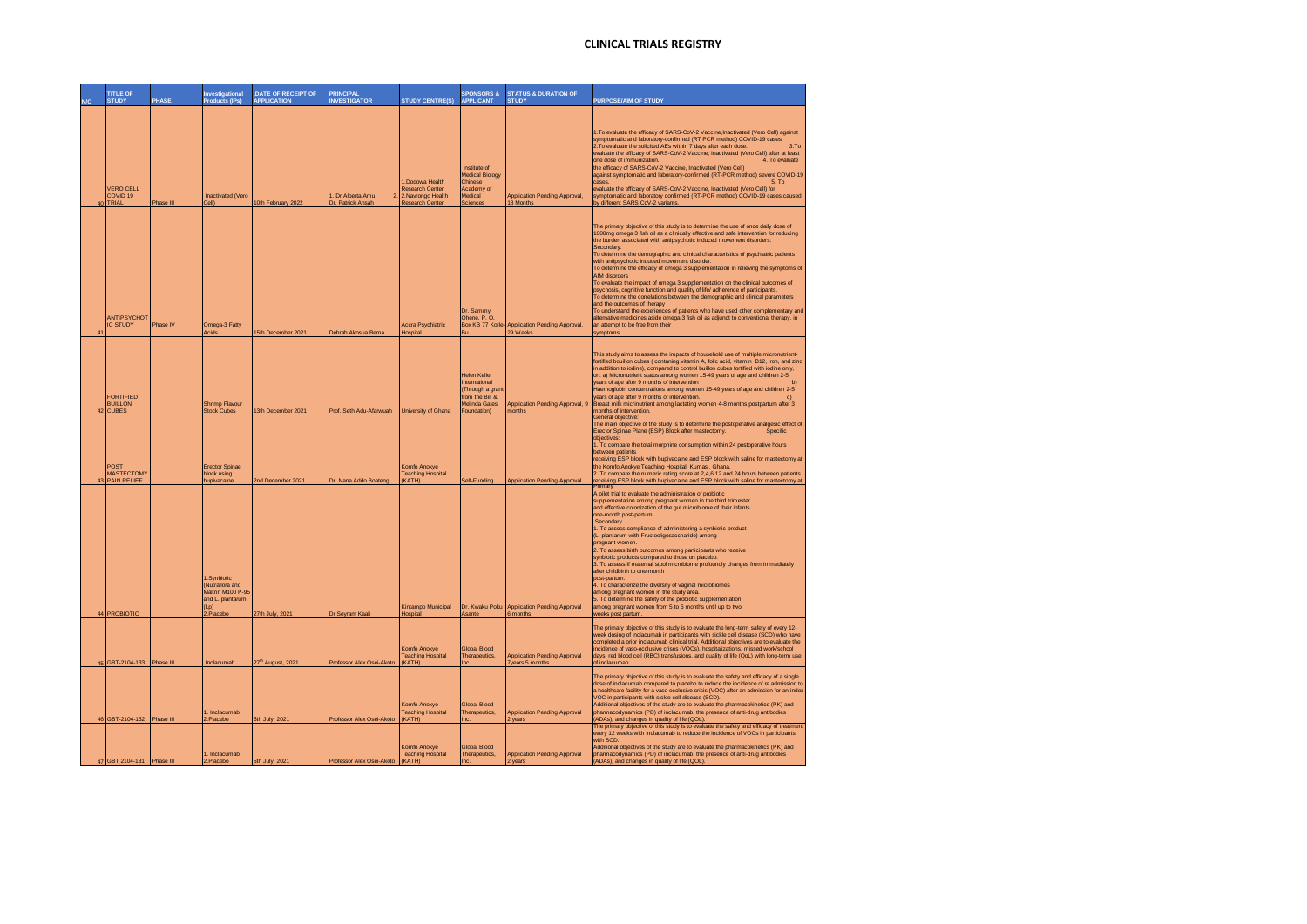# CLINICAL TRIALS REGISTRY

| N/O | TITLE OF STUDY | PHASE | Investigational Products (IPs) | DATE OF RECEIPT OF APPLICATION | PRINCIPAL INVESTIGATOR | STUDY CENTRE(S) | SPONSORS & APPLICANT | STATUS & DURATION OF STUDY | PURPOSE/AIM OF STUDY |
|---|---|---|---|---|---|---|---|---|---|
| 40 | VERO CELL COVID 19 TRIAL | Phase III | Inactivated (Vero Cell) | 10th February 2022 | 1. Dr Alberta Amu 2. Dr. Patrick Ansah | 1.Dodowa Health Research Center 2.Navrongo Health Research Center | Institute of Medical Biology Chinese Academy of Medical Sciences | Application Pending Approval, 18 Months | 1.To evaluate the efficacy of SARS-CoV-2 Vaccine,Inactivated (Vero Cell) against symptomatic and laboratory-confirmed (RT PCR method) COVID-19 cases 2.To evaluate the solicited AEs within 7 days after each dose. 3.To evaluate the efficacy of SARS-CoV-2 Vaccine, Inactivated (Vero Cell) after at least one dose of immunization. 4. To evaluate the efficacy of SARS-CoV-2 Vaccine, Inactivated (Vero Cell) against symptomatic and laboratory-confirmed (RT-PCR method) severe COVID-19 cases. 5. To evaluate the efficacy of SARS-CoV-2 Vaccine, Inactivated (Vero Cell) for symptomatic and laboratory confirmed (RT-PCR method) COVID-19 cases caused by different SARS CoV-2 variants. |
| 41 | ANTIPSYCHOTIC STUDY | Phase IV | Omega-3 Fatty Acids | 15th December 2021 | Debrah Akosua Bema | Accra Psychiatric Hospital | Dr. Sammy Ohene. P. O. Box KB 77 Korle-Bu | Application Pending Approval, 29 Weeks | The primary objective of this study is to determine the use of once daily dose of 1000mg omega 3 fish oil as a clinically effective and safe intervention for reducing the burden associated with antipsychotic induced movement disorders. Secondary: To determine the demographic and clinical characteristics of psychiatric patients with antipsychotic induced movement disorder. To determine the efficacy of omega 3 supplementation in relieving the symptoms of AIM disorders To evaluate the impact of omega 3 supplementation on the clinical outcomes of psychosis, cognitive function and quality of life/ adherence of participants. To determine the correlations between the demographic and clinical parameters and the outcomes of therapy To understand the experiences of patients who have used other complementary and alternative medicines aside omega 3 fish oil as adjunct to conventional therapy, in an attempt to be free from their symptoms |
| 42 | FORTIFIED BUILLON CUBES | | Shrimp Flavour Stock Cubes | 13th December 2021 | Prof. Seth Adu-Afarwuah | University of Ghana | Helen Keller International (Through a grant from the Bill & Melinda Gates Foundation) | Application Pending Approval, 9 months | This study aims to assess the impacts of household use of multiple micronutrient-fortified bouillon cubes ( containing vitamin A, folic acid, vitamin B12, iron, and zinc in addition to iodine), compared to control bullion cubes fortified with iodine only, on: a) Micronutrient status among women 15-49 years of age and children 2-5 years of age after 9 months of intervention b) Haemoglobin concentrations among women 15-49 years of age and children 2-5 years of age after 9 months of intervention. c) Breast milk micrinutrient among lactating women 4-8 months postpartum after 3 months of intervention. |
| 43 | POST MASTECTOMY PAIN RELIEF | | Erector Spinae block using bupivacaine | 2nd December 2021 | Dr. Nana Addo Boateng | Komfo Anokye Teaching Hospital (KATH) | Self-Funding | Application Pending Approval | General objective: The main objective of the study is to determine the postoperative analgesic effect of Erector Spinae Plane (ESP) Block after mastectomy. Specific objectives: 1. To compare the total morphine consumption within 24 postoperative hours between patients receiving ESP block with bupivacaine and ESP block with saline for mastectomy at the Komfo Anokye Teaching Hospital, Kumasi, Ghana. 2. To compare the numeric rating score at 2,4,6,12 and 24 hours between patients receiving ESP block with bupivacaine and ESP block with saline for mastectomy at |
| 44 | PROBIOTIC | | 1.Synbiotic (Nutraflora and Maltrin M100 P-95 and L. plantarum (Lp) 2.Placebo | 27th July, 2021 | Dr Seyram Kaali | Kintampo Municipal Hospital | Dr. Kwaku Poku Asante | Application Pending Approval 6 months | Primary A pilot trial to evaluate the administration of probiotic supplementation among pregnant women in the third trimester and effective colonization of the gut microbiome of their infants one-month post-partum. Secondary 1. To assess compliance of administering a synbiotic product (L. plantarum with Fructooligosaccharide) among pregnant women. 2. To assess birth outcomes among participants who receive synbiotic products compared to those on placebo. 3. To assess if maternal stool microbiome profoundly changes from immediately after childbirth to one-month post-partum. 4. To characterize the diversity of vaginal microbiomes among pregnant women in the study area. 5. To determine the safety of the probiotic supplementation among pregnant women from 5 to 6 months until up to two weeks post partum. |
| 45 | GBT-2104-133 | Phase III | Inclacumab | 27th August, 2021 | Professor Alex Osei-Akoto | Komfo Anokye Teaching Hospital (KATH) | Global Blood Therapeutics, Inc. | Application Pending Approval 7years 5 months | The primary objective of this study is to evaluate the long-term safety of every 12-week dosing of inclacumab in participants with sickle cell disease (SCD) who have completed a prior inclacumab clinical trial. Additional objectives are to evaluate the incidence of vaso-occlusive crises (VOCs), hospitalizations, missed work/school days, red blood cell (RBC) transfusions, and quality of life (QoL) with long-term use of inclacumab. |
| 46 | GBT-2104-132 | Phase III | 1. Inclacumab 2.Placebo | 5th July, 2021 | Professor Alex Osei-Akoto | Komfo Anokye Teaching Hospital (KATH) | Global Blood Therapeutics, Inc. | Application Pending Approval 2 years | The primary objective of this study is to evaluate the safety and efficacy of a single dose of inclacumab compared to placebo to reduce the incidence of re admission to a healthcare facility for a vaso-occlusive crisis (VOC) after an admission for an index VOC in participants with sickle cell disease (SCD). Additional objectives of the study are to evaluate the pharmacokinetics (PK) and pharmacodynamics (PD) of inclacumab, the presence of anti-drug antibodies (ADAs), and changes in quality of life (QOL). |
| 47 | GBT 2104-131 | Phase III | 1. Inclacumab 2.Placebo | 5th July, 2021 | Professor Alex Osei-Akoto | Komfo Anokye Teaching Hospital (KATH) | Global Blood Therapeutics, Inc. | Application Pending Approval 2 years | The primary objective of this study is to evaluate the safety and efficacy of treatment every 12 weeks with inclacumab to reduce the incidence of VOCs in participants with SCD. Additional objectives of the study are to evaluate the pharmacokinetics (PK) and pharmacodynamics (PD) of inclacumab, the presence of anti-drug antibodies (ADAs), and changes in quality of life (QOL). |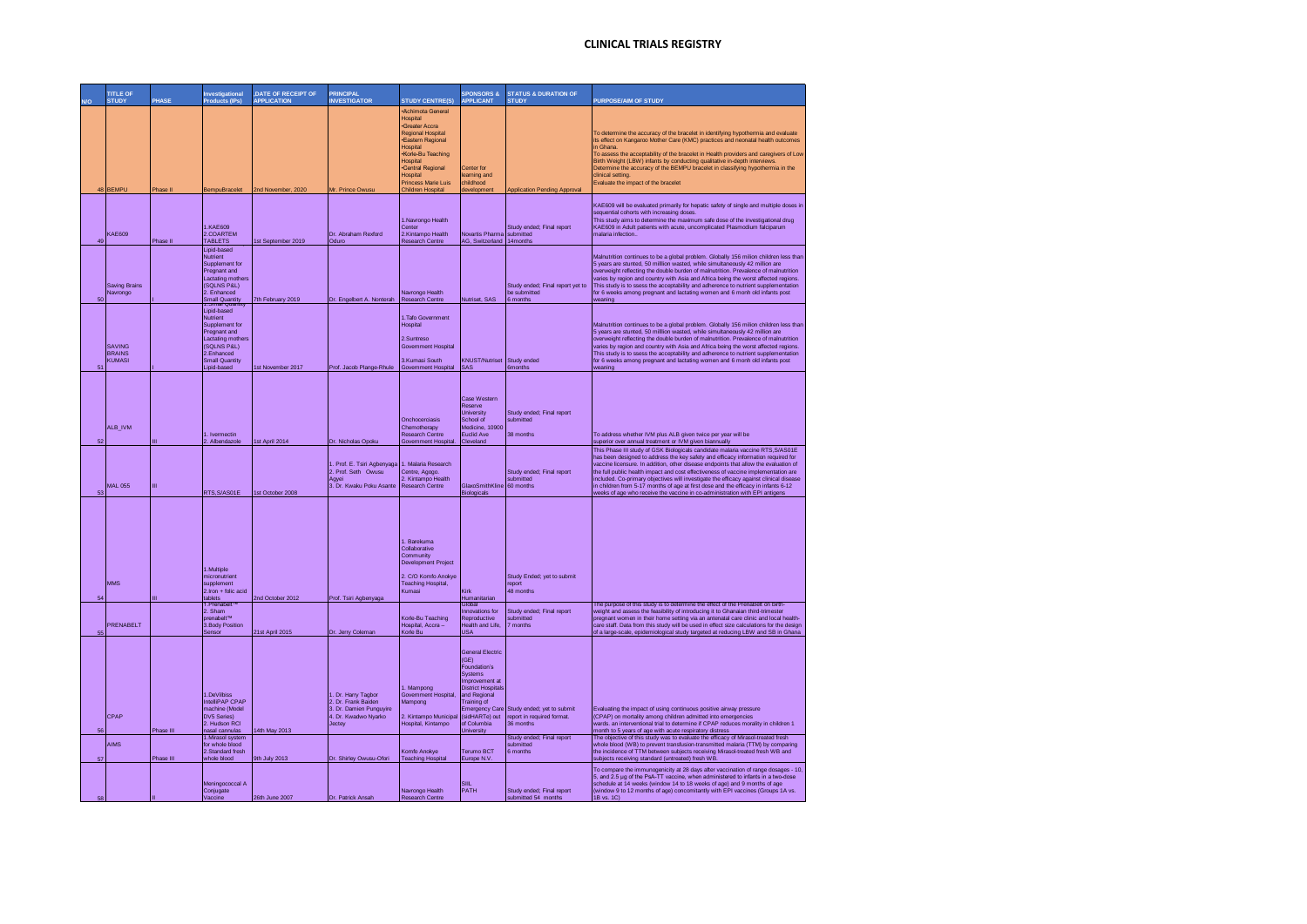# CLINICAL TRIALS REGISTRY

| N/O | TITLE OF STUDY | PHASE | Investigational Products (IPs) | DATE OF RECEIPT OF APPLICATION | PRINCIPAL INVESTIGATOR | STUDY CENTRE(S) | SPONSORS & APPLICANT | STATUS & DURATION OF STUDY | PURPOSE/AIM OF STUDY |
|---|---|---|---|---|---|---|---|---|---|
| 48 | BEMPU | Phase II | BempuBracelet | 2nd November, 2020 | Mr. Prince Owusu | •Achimota General Hospital •Greater Accra Regional Hospital •Eastern Regional Hospital •Korle-Bu Teaching Hospital •Central Regional Hospital Princess Marie Luis Children Hospital | Center for learning and childhood development | Application Pending Approval | To determine the accuracy of the bracelet in identifying hypothermia and evaluate its effect on Kangaroo Mother Care (KMC) practices and neonatal health outcomes in Ghana. To assess the acceptability of the bracelet in Health providers and caregivers of Low Birth Weight (LBW) infants by conducting qualitative in-depth interviews. Determine the accuracy of the BEMPU bracelet in classifying hypothermia in the clinical setting. Evaluate the impact of the bracelet |
| 49 | KAE609 | Phase II | 1.KAE609 2.COARTEM TABLETS | 1st September 2019 | Dr. Abraham Rexford Oduro | 1.Navrongo Health Center 2.Kintampo Health Research Centre | Novartis Pharma AG, Switzerland | Study ended; Final report submitted 14months | KAE609 will be evaluated primarily for hepatic safety of single and multiple doses in sequential cohorts with increasing doses. This study aims to determine the maximum safe dose of the investigational drug KAE609 in Adult patients with acute, uncomplicated Plasmodium falciparum malaria infection.. |
| 50 | Saving Brains Navrongo | I | Lipid-based Nutrient Supplement for Pregnant and Lactating mothers (SQLNS P&L) 2. Enhanced Small Quantity | 7th February 2019 | Dr. Engelbert A. Nonterah | Navrongo Health Research Centre | Nutriset, SAS | Study ended; Final report yet to be submitted 6 months | Malnutrition continues to be a global problem. Globally 156 million children less than 5 years are stunted, 50 million wasted, while simultaneously 42 million are overweight reflecting the double burden of malnutrition. Prevalence of malnutrition varies by region and country with Asia and Africa being the worst affected regions. This study is to ssess the acceptability and adherence to nutrient supplementation for 6 weeks among pregnant and lactating women and 6 month old infants post weaning |
| 51 | SAVING BRAINS KUMASI | I | Lipid-based Nutrient Supplement for Pregnant and Lactating mothers (SQLNS P&L) 2.Enhanced Small Quantity Lipid-based | 1st November 2017 | Prof. Jacob Plange-Rhule | 1.Tafo Government Hospital 2.Suntreso Government Hospital 3.Kumasi South Government Hospital | KNUST/Nutriset SAS | Study ended 6months | Malnutrition continues to be a global problem. Globally 156 million children less than 5 years are stunted, 50 million wasted, while simultaneously 42 million are overweight reflecting the double burden of malnutrition. Prevalence of malnutrition varies by region and country with Asia and Africa being the worst affected regions. This study is to ssess the acceptability and adherence to nutrient supplementation for 6 weeks among pregnant and lactating women and 6 month old infants post weaning |
| 52 | ALB_IVM | III | 1. Ivermectin 2. Albendazole | 1st April 2014 | Dr. Nicholas Opoku | Onchocerciasis Chemotherapy Research Centre Government Hospital. | Case Western Reserve University School of Medicine, 10900 Euclid Ave Cleveland | Study ended; Final report submitted 38 months | To address whether IVM plus ALB given twice per year will be superior over annual treatment or IVM given biannually |
| 53 | MAL 055 | III | RTS,S/AS01E | 1st October 2008 | 1. Prof. E. Tsiri Agbenyaga 2. Prof. Seth Owusu Agyei 3. Dr. Kwaku Poku Asante | 1. Malaria Research Centre, Agogo. 2. Kintampo Health Research Centre | GlaxoSmithKline Biologicals | Study ended; Final report submitted 60 months | This Phase III study of GSK Biologicals candidate malaria vaccine RTS,S/AS01E has been designed to address the key safety and efficacy information required for vaccine licensure. In addition, other disease endpoints that allow the evaluation of the full public health impact and cost effectiveness of vaccine implementation are included. Co-primary objectives will investigate the efficacy against clinical disease in children from 5-17 months of age at first dose and the efficacy in infants 6-12 weeks of age who receive the vaccine in co-administration with EPI antigens |
| 54 | MMS | III | 1.Multiple micronutrient supplement 2.Iron + folic acid tablets | 2nd October 2012 | Prof. Tsiri Agbenyaga | 1. Barekuma Collaborative Community Development Project 2. C/O Komfo Anokye Teaching Hospital, Kumasi | Kirk Humanitarian | Study Ended; yet to submit report 48 months | |
| 55 | PRENABELT | | 1.Prenabelt™ 2. Sham prenabelt™ 3.Body Position Sensor | 21st April 2015 | Dr. Jerry Coleman | Korle-Bu Teaching Hospital, Accra – Korle Bu | Global Innovations for Reproductive Health and Life, USA | Study ended; Final report submitted 7 months | The purpose of this study is to determine the effect of the PrenaBelt on birth-weight and assess the feasibility of introducing it to Ghanaian third-trimester pregnant women in their home setting via an antenatal care clinic and local health-care staff. Data from this study will be used to inform effect size calculations for the design of a large-scale, epidemiological study targeted at reducing LBW and SB in Ghana |
| 56 | CPAP | Phase III | 1.DeVilbiss IntelliPAP CPAP machine (Model DV5 Series) 2. Hudson RCI nasal cannulas | 14th May 2013 | 1. Dr. Harry Tagbor 2. Dr. Frank Baiden 3. Dr. Damien Punguyire 4. Dr. Kwadwo Nyarko Jectey | 1. Mampong Government Hospital, Mampong 2. Kintampo Municipal Hospital, Kintampo | General Electric (GE) Foundation's Systems Improvement at District Hospitals and Regional Training of Emergency Care (sidHARTe) out of Columbia University | Study ended; yet to submit report in required format. 36 months | Evaluating the impact of using continuous positive airway pressure (CPAP) on mortality among children admitted into emergencies wards. an interventional trial to determine if CPAP reduces morality in children 1 month to 5 years of age with acute respiratory distress |
| 57 | AIMS | Phase III | 1.Mirasol system for whole blood 2.Standard fresh whole blood | 9th July 2013 | Dr. Shirley Owusu-Ofori | Komfo Anokye Teaching Hospital | Terumo BCT Europe N.V. | Study ended; Final report submitted 6 months | The objective of this study was to evaluate the efficacy of Mirasol-treated fresh whole blood (WB) to prevent transfusion-transmitted malaria (TTM) by comparing the incidence of TTM between subjects receiving Mirasol-treated fresh WB and subjects receiving standard (untreated) fresh WB. |
| 58 | | II | Meningococcal A Conjugate Vaccine | 26th June 2007 | Dr. Patrick Ansah | Navrongo Health Research Centre | SIIL PATH | Study ended; Final report submitted 54 months | To compare the immunogenicity at 28 days after vaccination of range dosages - 10, 5, and 2.5 µg of the PsA-TT vaccine, when administered to infants in a two-dose schedule at 14 weeks (window 14 to 18 weeks of age) and 9 months of age (window 9 to 12 months of age) concomitantly with EPI vaccines (Groups 1A vs. 1B vs. 1C) |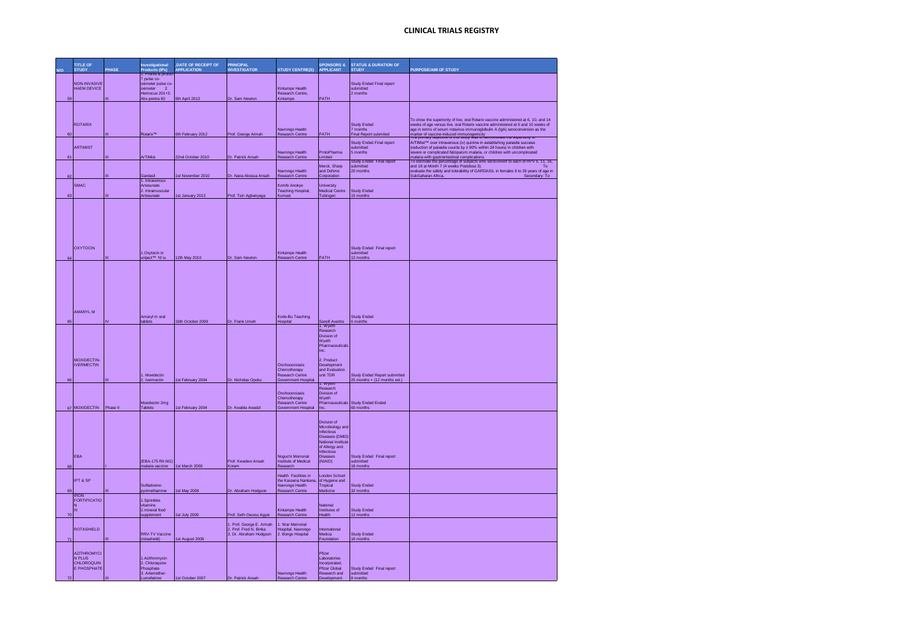# CLINICAL TRIALS REGISTRY

| N/O | TITLE OF STUDY | PHASE | Investigational Products (IPs) | DATE OF RECEIPT OF APPLICATION | PRINCIPAL INVESTIGATOR | STUDY CENTRE(S) | SPONSORS & APPLICANT | STATUS & DURATION OF STUDY | PURPOSE/AIM OF STUDY |
|---|---|---|---|---|---|---|---|---|---|
| 59 | NON-INVASIVE HAEM DEVICE | III | 1. Pronto & pronto-7 pulse co-oximeter pulse co-oximeter 2. Hemocue 201+3. Abx pentra 60 | 9th April 2013 | Dr. Sam Newton | Kintampo Health Research Centre, Kintampo | PATH | Study Ended Final report submitted 2 months | |
| 60 | ROTARIX | III | Rotarix™ | 6th February 2012 | Prof. George Armah | Navrongo Health Research Centre | PATH | Study Ended 7 months Final Report submited | To show the superiority of live, oral Rotarix vaccine administered at 6, 10, and 14 weeks of age versus live, oral Rotarix vaccine administered at 6 and 10 weeks of age in terms of serum rotavirus immunoglobulin A (IgA) seroconversion as the marker of vaccine-induced immunogenicity |
| 61 | ARTIMIST | III | ArTiMist | 22nd October 2010 | Dr. Patrick Ansah | Navrongo Health Research Centre | ProtoPharma Limited | Study Ended Final report submitted 5 months | The primary objective of this study was to demonstrate the superiority of ArTiMist™ over intravenous (iv) quinine in establishing parasite success (reduction of parasite counts by ≥ 90% within 24 hours) in children with severe or complicated falciparum malaria, or children with uncomplicated malaria with gastrointestinal complications. |
| 62 | | III | Gardasil | 1st November 2010 | Dr. Nana Akosua Ansah | Navrongo Health Research Centre | Merck, Sharp and Dohme Corporation | Study Ended Final report submitted 20 months | To estimate the percentage of subjects who seroconvert to each of HPV 6, 11, 16, and 18 at Month 7 (4 weeks Postdose 3). To evaluate the safety and tolerability of GARDASIL in females 9 to 26 years of age in SubSaharan Africa. Secondary: To |
| 63 | SMAC | III | 1. Intravenous Artesunate 2. Intramuscular Artesunate | 1st January 2013 | Prof. Tsiri Agbenyega | Komfo Anokye Teaching Hospital, Kumasi | University Medical Centre Tubingen | Study Ended 15 months | |
| 64 | OXYTOCIN | III | 1.Oxytocin in uniject™ 10 iu | 12th May 2010 | Dr. Sam Newton | Kintampo Health Research Centre | PATH | Study Ended Final report submitted 12 months | |
| 65 | AMARYL M | IV | Amaryl m oral tablets | 16th October 2009 | Dr. Frank Umeh | Korle-Bu Teaching Hospital | Sanofi Aventis | Study Ended 6 months | |
| 66 | MOXIDECTIN-IVERMECTIN | III | 1. Moxidectin 2. Ivermectin | 1st February 2004 | Dr. Nicholas Opoku | Onchocerciasis Chemotherapy Research Centre Government Hospital. | 1. Wyeth Research Division of Wyeth Pharmaceuticals Inc. 2. Product Development and Evaluation unit TDR | Study Ended Report submitted 25 months + (12 months ext.) | |
| 67 | MOXIDECTIN | Phase II | Moxidectin 2mg Tablets | 1st February 2004 | Dr. Kwabla Awadzi | Onchocerciasis Chemotherapy Research Centre Government Hospital | 1. Wyeth Research Division of Wyeth Pharmaceuticals Inc. | Study Ended Ended 60 months | |
| 68 | EBA | I | (EBA-175 RII-NG) malaria vaccine | 1st March 2009 | Prof. Kwadwo Ansah Koram | Noguchi Memorial Institute of Medical Research | Division of Microbiology and Infectious Diseases (DMID) National Institute of Allergy and Infectious Diseases (NIAID) | Study Ended Final report submitted 18 months | |
| 69 | IPT & SP | III | Sulfadoxine-pyrimethamine | 1st May 2008 | Dr. Abraham Hodgson | Health Facilities in the Kassena Nankana, Navrongo Health Research Centre | London School of Hygiene and Tropical Medicine | Study Ended 32 months | |
| 70 | IRON FORTIFICATION III | | 1.Sprinkles vitamine 2.mineral food supplement | 1st July 2009 | Prof. Seth Owusu Agyei | Kintampo Health Research Centre | National Institutes of Health | Study Ended 12 months | |
| 71 | ROTASHIELD | III | RRV-TV Vaccine (rotashield) | 1st August 2009 | 1. Prof. George E. Armah 2. Prof. Fred N. Binka 3. Dr. Abraham Hodgson | 1. War Memorial Hospital, Navrongo 2. Bongo Hospital | International Medica Foundation | Study Ended 16 months | |
| 72 | AZITHROMYCIN PLUS CHLOROQUINE PHOSPHATE | III | 1.Azithromycin 2. Chloroquine Phosphate 3. Artemether-Lumefatrine | 1st October 2007 | Dr. Patrick Ansah | Navrongo Health Research Centre | Pfizer Laboratories Incorporated, Pfizer Global Research and Development. | Study Ended Final report submitted 8 months | |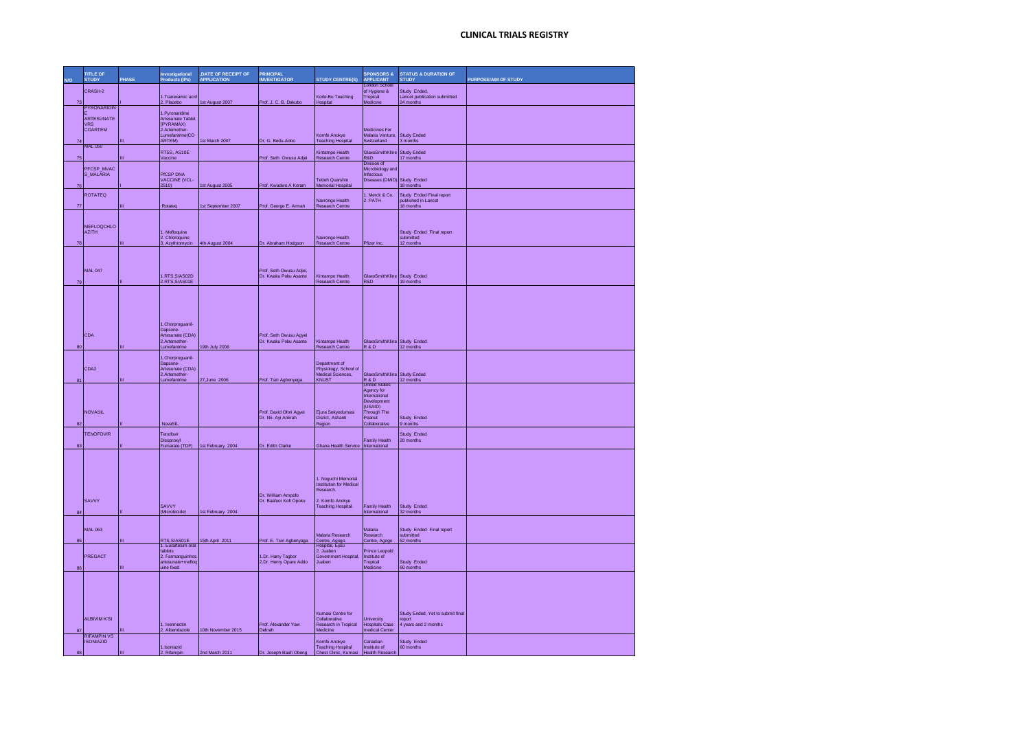# CLINICAL TRIALS REGISTRY

| N/O | TITLE OF STUDY | PHASE | Investigational Products (IPs) | DATE OF RECEIPT OF APPLICATION | PRINCIPAL INVESTIGATOR | STUDY CENTRE(S) | SPONSORS & APPLICANT | STATUS & DURATION OF STUDY | PURPOSE/AIM OF STUDY |
|---|---|---|---|---|---|---|---|---|---|
| 73 | CRASH-2 | I | 1.Tranexamic acid 2. Placebo | 1st August 2007 | Prof. J. C. B. Dakubo | Korle-Bu Teaching Hospital | London School of Hygiene & Tropical Medicine | Study Ended, Lancet publication submitted 24 months | |
| 74 | PYRONARIDINE ARTESUNATE VRS COARTEM | III | 1.Pyronaridine Artesunate Tablet (PYRAMAX) 2.Artemether-Lumefantrine(COARTEM) | 1st March 2007 | Dr. G. Bedu-Addo | Komfo Anokye Teaching Hospital | Medicines For Malaria Venture, Switzerland | Study Ended 3 months | |
| 75 | MAL 050 | III | RTSS, AS10E Vaccine | | Prof. Seth Owusu Adjei | Kintampo Health Research Centre | GlaxoSmithKline R&D | Study Ended 17 months | |
| 76 | PFCSP_MVACS_MALARIA | I | PfCSP DNA VACCINE (VCL-2510) | 1st August 2005 | Prof. Kwadwo A Koram | Tetteh Quarshie Memorial Hospital | Division of Microbiology and Infectious Diseases (DMID) | Study Ended 18 months | |
| 77 | ROTATEQ | III | Rotateq | 1st September 2007 | Prof. George E. Armah | Navrongo Health Research Centre | 1. Merck & Co. 2. PATH | Study Ended Final report published in Lancet 18 months | |
| 78 | MEFLOQCHLOAZITH | III | 1. Mefloquine 2. Chloroquine 3. Azythromycin | 4th August 2004 | Dr. Abraham Hodgson | Navrongo Health Research Centre | Pfizer Inc. | Study Ended Final report submitted 12 months | |
| 79 | MAL 047 | II | 1.RTS,S/AS02D 2.RTS,S/AS01E | | Prof. Seth Owusu Adjei, Dr. Kwaku Poku Asante | Kintampo Health Research Centre | GlaxoSmithKline R&D | Study Ended 19 months | |
| 80 | CDA | III | 1.Chorproguanil-Dapsone-Artesunate (CDA) 2.Artemether-Lumefantrine | 19th July 2006 | Prof. Seth Owusu Agyei Dr. Kwaku Poku Asante | Kintampo Health Research Centre | GlaxoSmithKline R & D | Study Ended 12 months | |
| 81 | CDA2 | III | 1.Chorproguanil-Dapsone-Artesunate (CDA) 2.Artemether-Lumefantrine | 27,June 2006 | Prof. Tsiri Agbenyega | Department of Physiology, School of Medical Sciences, KNUST | GlaxoSmithKline R & D | Study Ended 12 months | |
| 82 | NOVASIL | II | NovaSIL | | Prof. David Ofori Agyei Dr. Nii- Ayi Ankrah | Ejura Sekyedumasi Disrict, Ashanti Region | United States Agency for International Development (USAID) Through The Peanut Collaborative | Study Ended 9 months | |
| 83 | TENOFOVIR | II | Tenofovir Disoproxyl Fumarate (TDF) | 1st February 2004 | Dr. Edith Clarke | Ghana Health Service | Family Health International | Study Ended 20 months | |
| 84 | SAVVY | II | SAVVY (Microbicide) | 1st February 2004 | Dr. William Ampofo Dr. Baafuor Kofi Opoku | 1. Noguchi Memorial Institution for Medical Research. 2. Komfo Anokye Teaching Hospital. | Family Health International | Study Ended 32 months | |
| 85 | MAL 063 | III | RTS,S/AS01E | 15th April 2011 | Prof. E. Tsiri Agbenyaga | Malaria Research Centre, Agogo | Malaria Research Centre, Agogo | Study Ended Final report submitted 52 months | |
| 86 | PREGACT | III | 1. Eurartesim oral tablets 2. Farmanguinhos artesunate+mefloquine fixed | | 1.Dr. Harry Tagbor 2.Dr. Henry Opare Addo | Hospital, Ejisu 2. Juaben Government Hospital, Juaben | Prince Leopold Institute of Tropical Medicine | Study Ended 60 months | |
| 87 | ALBIVIM K'SI | III | 1. Ivermectin 2. Albendazole | 10th November 2015 | Prof. Alexander Yaw Debrah | Kumasi Centre for Collaborative Research in Tropical Medicine | University Hospitals Case medical Center | Study Ended, Yet to submit final report 4 years and 2 months | |
| 88 | RIFAMPIN VS ISONIAZID | III | 1.Isoniazid 2. Rifampin | 2nd March 2011 | Dr. Joseph Baah Obeng | Komfo Anokye Teaching Hospital Chest Clinic, Kumasi | Canadian Institute of Health Research | Study Ended 60 months | |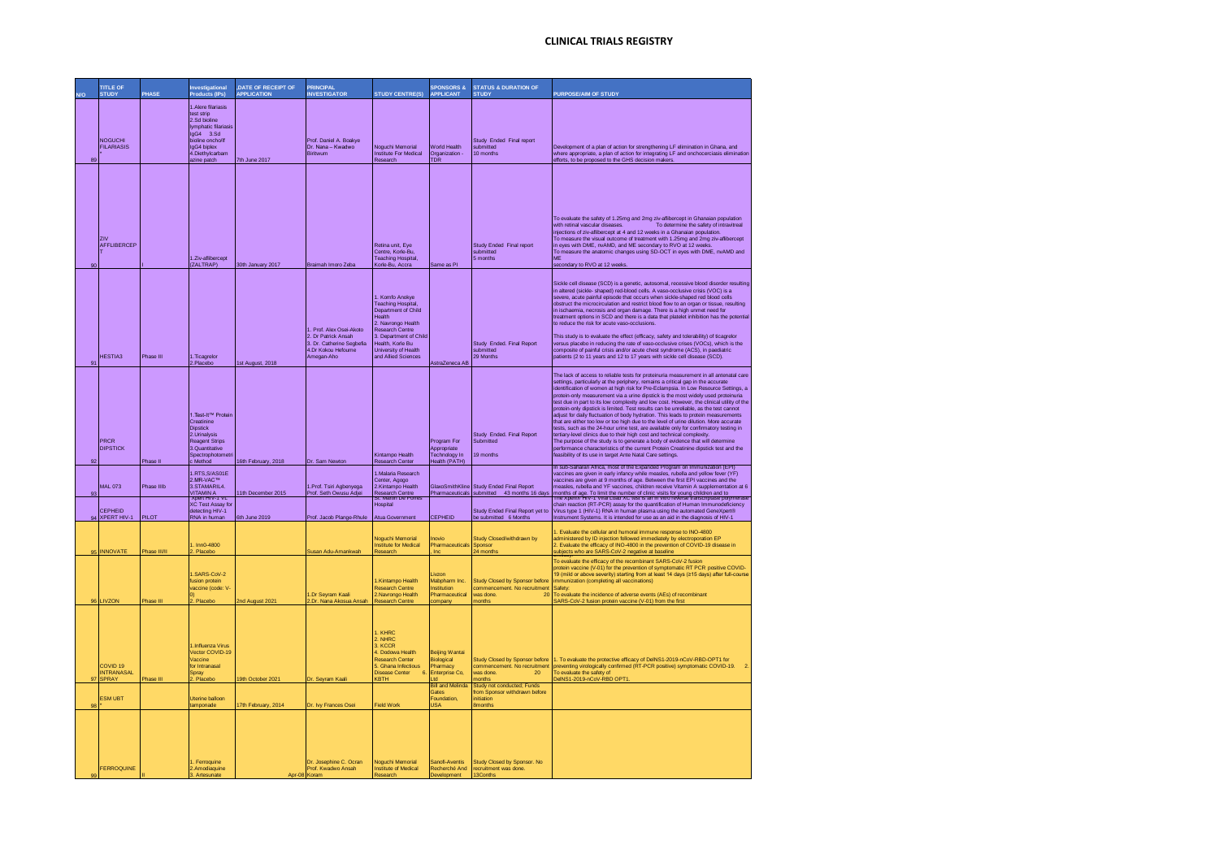# CLINICAL TRIALS REGISTRY

| N/O | TITLE OF STUDY | PHASE | Investigational Products (IPs) | DATE OF RECEIPT OF APPLICATION | PRINCIPAL INVESTIGATOR | STUDY CENTRE(S) | SPONSORS & APPLICANT | STATUS & DURATION OF STUDY | PURPOSE/AIM OF STUDY |
|---|---|---|---|---|---|---|---|---|---|
| 89 | NOGUCHI FILARIASIS * | | 1.Alere filariasis test strip 2.Sd bioline lymphatic filariasis IgG4 3.Sd bioline onchofil IgG4 biplex 4.Diethylcarbamazine patch | 7th June 2017 | Prof. Daniel A. Boakye Dr. Nana – Kwadwo Biritwum | Noguchi Memorial Institute For Medical Research | World Health Organization - TDR | Study Ended Final report submitted 10 months | Development of a plan of action for strengthening LF elimination in Ghana, and where appropriate, a plan of action for integrating LF and onchocerciasis elimination efforts, to be proposed to the GHS decision makers. |
| 90 | ZIV AFFLIBERCEPT | I | 1.Ziv-aflibercept (ZALTRAP) | 30th January 2017 | Braimah Imoro Zeba | Retina unit, Eye Centre, Korle-Bu, Teaching Hospital, Korle-Bu, Accra | Same as PI | Study Ended Final report submitted 5 months | To evaluate the safety of 1.25mg and 2mg ziv-aflibercept in Ghanaian population with retinal vascular diseases. To determine the safety of intravitreal injections of ziv-aflibercept at 4 and 12 weeks in a Ghanaian population. To measure the visual outcome of treatment with 1.25mg and 2mg ziv-aflibercept in eyes with DME, nvAMD, and ME secondary to RVO at 12 weeks. To measure the anatomic changes using SD-OCT in eyes with DME, nvAMD and ME secondary to RVO at 12 weeks. |
| 91 | HESTIA3 | Phase III | 1.Ticagrelor 2.Placebo | 1st August, 2018 | 1. Prof. Alex Osei-Akoto 2. Dr Patrick Ansah 3. Dr. Catherine Segbefia 4.Dr Kokou Hefoume Amegan-Aho | 1. Komfo Anokye Teaching Hospital, Department of Child Health 2. Navrongo Health Research Centre 3. Department of Child Health, Korle Bu University of Health and Allied Sciences | AstraZeneca AB | Study Ended. Final Report submitted 29 Months | Sickle cell disease (SCD) is a genetic, autosomal, recessive blood disorder resulting in altered (sickle- shaped) red-blood cells. A vaso-occlusive crisis (VOC) is a severe, acute painful episode that occurs when sickle-shaped red blood cells obstruct the microcirculation and restrict blood flow to an organ or tissue, resulting in ischaemia, necrosis and organ damage. There is a high unmet need for treatment options in SCD and there is a data that platelet inhibition has the potential to reduce the risk for acute vaso-occlusions. This study is to evaluate the effect (efficacy, safety and tolerability) of ticagrelor versus placebo in reducing the rate of vaso-occlusive crises (VOCs), which is the composite of painful crisis and/or acute chest syndrome (ACS), in paediatric patients (2 to 11 years and 12 to 17 years with sickle cell disease (SCD). |
| 92 | PRCR DIPSTICK | Phase II | 1.Test-It™ Protein Creatinine Dipstick 2.Urinalysis Reagent Strips 3.Quantitative Spectrophotometric Method | 16th February, 2018 | Dr. Sam Newton | Kintampo Health Research Center | Program For Appropriate Technology In Health (PATH) | Study Ended. Final Report Submitted 19 months | The lack of access to reliable tests for proteinuria measurement in all antenatal care settings, particularly at the periphery, remains a critical gap in the accurate identification of women at high risk for Pre-Eclampsia. In Low Resource Settings, a protein-only measurement via a urine dipstick is the most widely used proteinuria test due in part to its low complexity and low cost. However, the clinical utility of the protein-only dipstick is limited. Test results can be unreliable, as the test cannot adjust for daily fluctuation of body hydration. This leads to protein measurements that are either too low or too high due to the level of urine dilution. More accurate tests, such as the 24-hour urine test, are available only for confirmatory testing in tertiary-level clinics due to their high cost and technical complexity. The purpose of the study is to generate a body of evidence that will determine performance characteristics of the current Protein Creatinine dipstick test and the feasibility of its use in target Ante Natal Care settings. |
| 93 | MAL 073 | Phase IIIb | 1.RTS,S/AS01E 2.MR-VAC™ 3.STAMARIL4. VITAMIN A | 11th December 2015 | 1.Prof. Tsiri Agbenyega Prof. Seth Owusu Adjei | 1.Malaria Research Center, Agogo 2.Kintampo Health Research Centre | GlaxoSmithKline Pharmaceuticals | Study Ended Final Report submitted 43 months 16 days | In sub-Saharan Africa, most of the Expanded Program on Immunization (EPI) vaccines are given in early infancy while measles, rubella and yellow fever (YF) vaccines are given at 9 months of age. Between the first EPI vaccines and the measles, rubella and YF vaccines, children receive Vitamin A supplementation at 6 months of age. To limit the number of clinic visits for young children and to |
| 94 | CEPHEID XPERT HIV-1 | PILOT | Xpert HIV-1 VL XC Test Assay for detecting HIV-1 RNA in human | 6th June 2019 | Prof. Jacob Plange-Rhule | St. Martin De Porres Hospital Atua Government | CEPHEID | Study Ended Final Report yet to be submitted 6 Months | The Xpert® HIV-1 Viral Load XC test is an in vitro reverse transcriptase polymerase chain reaction (RT-PCR) assay for the quantification of Human Immunodeficiency Virus type 1 (HIV-1) RNA in human plasma using the automated GeneXpert® Instrument Systems. It is intended for use as an aid in the diagnosis of HIV-1 |
| 95 | INNOVATE | Phase III/II | 1. Inn0-4800 2. Placebo | | Susan Adu-Amankwah | Noguchi Memorial Institute for Medical Research | Inovio Pharmaceuticals , Inc | Study Closed/withdrawn by Sponsor 24 months | 1. Evaluate the cellular and humoral immune response to INO-4800 administered by ID injection followed immediately by electroporation EP 2. Evaluate the efficacy of INO-4800 in the prevention of COVID-19 disease in subjects who are SARS-CoV-2 negative at baseline |
| 96 | LIVZON | Phase III | 1.SARS-CoV-2 fusion protein vaccine (code: V-01) 2. Placebo | 2nd August 2021 | 1.Dr Seyram Kaali 2.Dr. Nana Akosua Ansah | 1.Kintampo Health Research Centre 2.Navrongo Health Research Centre | Livzon Mabpharm Inc. Institution Pharmaceutical company | Study Closed by Sponsor before commencement. No recruitment was done. 20 months | To evaluate the efficacy of the recombinant SARS-CoV-2 fusion protein vaccine (V-01) for the prevention of symptomatic RT PCR positive COVID-19 (mild or above severity) starting from at least 14 days (≥15 days) after full-course immunization (completing all vaccinations) Safety: To evaluate the incidence of adverse events (AEs) of recombinant SARS-CoV-2 fusion protein vaccine (V-01) from the first |
| 97 | COVID 19 INTRANASAL SPRAY | Phase III | 1.Influenza Virus Vector COVID-19 Vaccine for Intranasal Spray 2. Placebo | 19th October 2021 | Dr. Seyram Kaali | 1. KHRC 2. NHRC 3. KCCR 4. Dodowa Health Research Center 5. Ghana Infectious Disease Center 6. KBTH | Beijing Wantai Biological Pharmacy Enterprise Co, Ltd | Study Closed by Sponsor before commencement. No recruitment was done. 20 months | 1. To evaluate the protective efficacy of DelNS1-2019-nCoV-RBD-OPT1 for preventing virologically confirmed (RT-PCR positive) symptomatic COVID-19. 2. To evaluate the safety of DelNS1-2019-nCoV-RBD OPT1. |
| 98 | ESM UBT * | | Uterine balloon tamponade | 17th February, 2014 | Dr. Ivy Frances Osei | Field Work | Bill and Melinda Gates Foundation, USA | Study not conducted; Funds from Sponsor withdrawn before initiation 8months | |
| 99 | FERROQUINE | II | 1. Ferroquine 2.Amodiaquine 3. Artesunate | Apr-08 | Dr. Josephine C. Ocran Prof. Kwadwo Ansah Koram | Noguchi Memorial Institute of Medical Research | Sanofi-Aventis Recherché And Development | Study Closed by Sponsor. No recruitment was done. 13Conths | |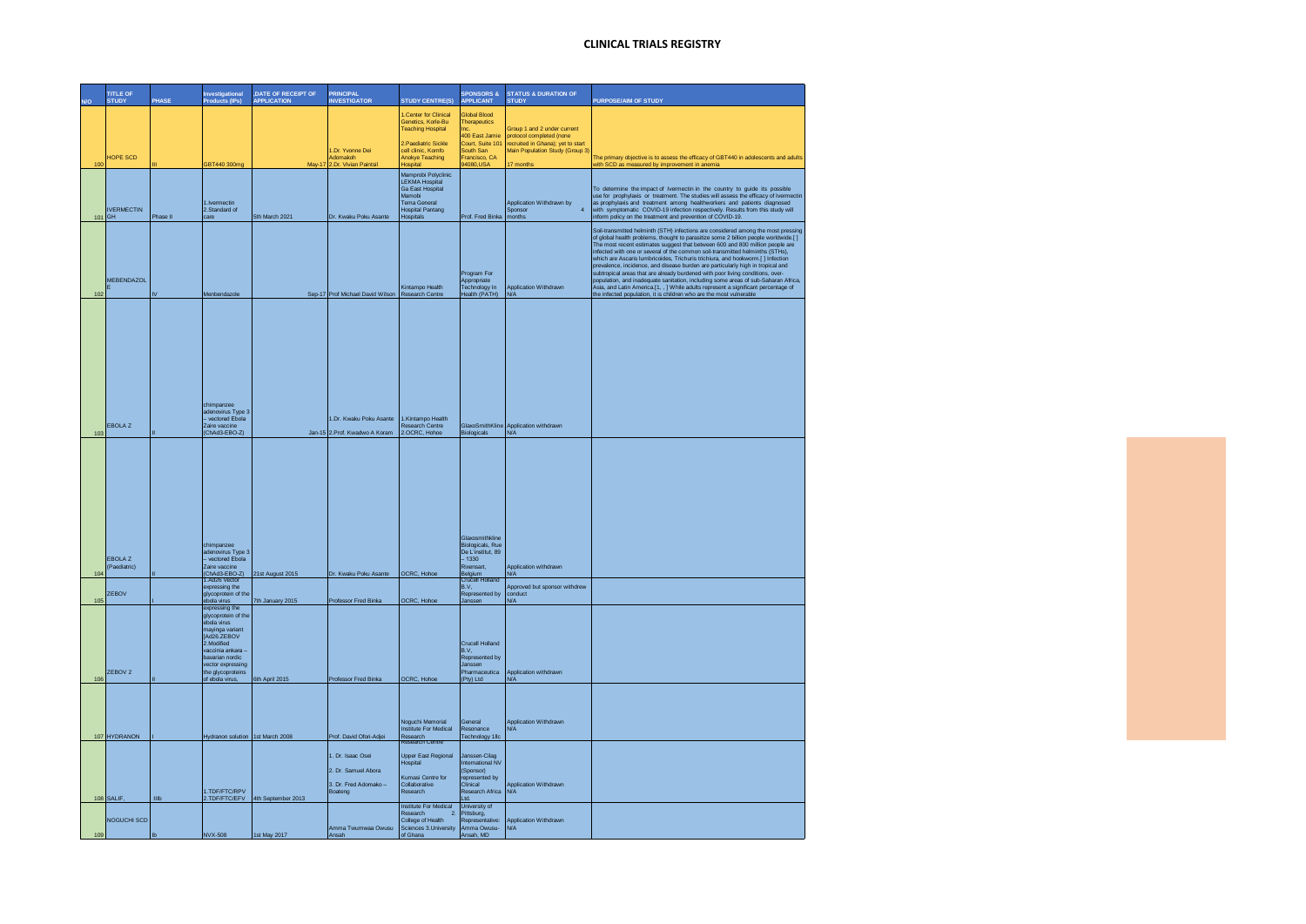# CLINICAL TRIALS REGISTRY

| N/O | TITLE OF STUDY | PHASE | Investigational Products (IPs) | DATE OF RECEIPT OF APPLICATION | PRINCIPAL INVESTIGATOR | STUDY CENTRE(S) | SPONSORS & APPLICANT | STATUS & DURATION OF STUDY | PURPOSE/AIM OF STUDY |
|---|---|---|---|---|---|---|---|---|---|
| 100 | HOPE SCD | III | GBT440 300mg | May-17 | 1.Dr. Yvonne Dei Adomakoh 2.Dr. Vivian Paintsil | 1.Center for Clinical Genetics, Korle-Bu Teaching Hospital 2.Paediatric Sickle cell clinic, Komfo Anokye Teaching Hospital | Global Blood Therapeutics Inc. 400 East Jamie Court, Suite 101 South San Francisco, CA 94080,USA | Group 1 and 2 under current protocol completed (none recruited in Ghana); yet to start Main Population Study (Group 3) 17 months | The primary objective is to assess the efficacy of GBT440 in adolescents and adults with SCD as measured by improvement in anemia |
| 101 | IVERMECTIN GH | Phase II | 1.Ivermectin 2.Standard of care | 5th March 2021 | Dr. Kwaku Poku Asante | Mamprobi Polyclinic LEKMA Hospital Ga East Hospital Mamobi Tema General Hospital Pantang Hospitals | Prof. Fred Binka | Application Withdrawn by Sponsor 4 months | To determine the impact of Ivermectin in the country to guide its possible use for prophylaxis or treatment. The studies will assess the efficacy of Ivermectin as prophylaxis and treatment among healthworkers and patients diagnosed with symptomatic COVID-19 infection respectively. Results from this study will inform policy on the treatment and prevention of COVID-19. |
| 102 | MEBENDAZOLE | IV | Menbendazole | Sep-17 | Prof Michael David Wilson | Kintampo Health Research Centre | Program For Appropriate Technology In Health (PATH) | Application Withdrawn N/A | Soil-transmitted helminth (STH) infections are considered among the most pressing of global health problems, thought to parasitize some 2 billion people worldwide.[ ] The most recent estimates suggest that between 600 and 800 million people are infected with one or several of the common soil-transmitted helminths (STHs), which are Ascaris lumbricoides, Trichuris trichiura, and hookworm.[ ] Infection prevalence, incidence, and disease burden are particularly high in tropical and subtropical areas that are already burdened with poor living conditions, over-population, and inadequate sanitation, including some areas of sub-Saharan Africa, Asia, and Latin America.[1, , ] While adults represent a significant percentage of the infected population, it is children who are the most vulnerable |
| 103 | EBOLA Z | II | chimpanzee adenovirus Type 3 – vectored Ebola Zaire vaccine (ChAd3-EBO-Z) | Jan-15 | 1.Dr. Kwaku Poku Asante 2.Prof. Kwadwo A Koram | 1.Kintampo Health Research Centre 2.OCRC, Hohoe | GlaxoSmithKline Biologicals | Application withdrawn N/A | |
| 104 | EBOLA Z (Paediatric) | II | chimpanzee adenovirus Type 3 – vectored Ebola Zaire vaccine (ChAd3-EBO-Z) | 21st August 2015 | Dr. Kwaku Poku Asante | OCRC, Hohoe | Glaxosmithkline Biologicals, Rue De L'Institut, 89 – 1330 Rixensart, Belgium | Application withdrawn N/A | |
| 105 | ZEBOV | I | 1.Ad26 Vector expressing the glycoprotein of the ebola virus | 7th January 2015 | Professor Fred Binka | OCRC, Hohoe | Crucell Holland B.V, Represented by Janssen | Approved but sponsor withdrew conduct N/A | |
| 106 | ZEBOV 2 | II | expressing the glycoprotein of the ebola virus mayinga variant [Ad26.ZEBOV 2.Modified vaccinia ankara – bavarian nordic vector expressing the glycoproteins of ebola virus, | 6th April 2015 | Professor Fred Binka | OCRC, Hohoe | Crucell Holland B.V, Represented by Janssen Pharmaceutica (Pty) Ltd | Application withdrawn N/A | |
| 107 | HYDRANON | I | Hydranon solution | 1st March 2008 | Prof. David Ofori-Adjei | Noguchi Memorial Institute For Medical Research Research Centre | General Resonance Technology Llc | Application Withdrawn N/A | |
| 108 | SALIF, | IIIb | 1.TDF/FTC/RPV 2.TDF/FTC/EFV | 4th September 2013 | 1. Dr. Isaac Osei 2. Dr. Samuel Abora 3. Dr. Fred Adomako – Boateng | Upper East Regional Hospital Kumasi Centre for Collaborative Research | Janssen-Cilag International NV (Sponsor) represented by Clinical Research Africa Ltd. | Application Withdrawn N/A | |
| 109 | NOGUCHI SCD | Ib | NVX-508 | 1st May 2017 | Amma Twumwaa Owusu Ansah | Institute For Medical Research 2. College of Health Sciences 3.University of Ghana | University of Pittsburg, Representative: Amma Owusu-Ansah, MD | Application Withdrawn N/A | |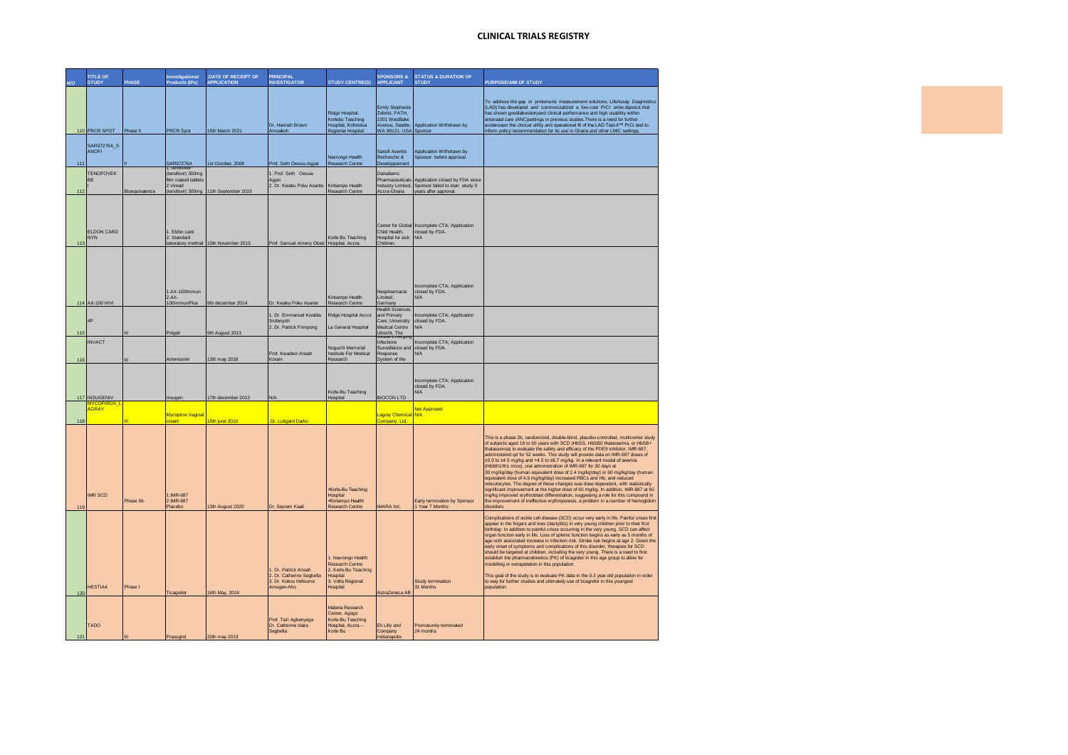# CLINICAL TRIALS REGISTRY

| N/O | TITLE OF STUDY | PHASE | Investigational Products (IPs) | DATE OF RECEIPT OF APPLICATION | PRINCIPAL INVESTIGATOR | STUDY CENTRE(S) | SPONSORS & APPLICANT | STATUS & DURATION OF STUDY | PURPOSE/AIM OF STUDY |
|---|---|---|---|---|---|---|---|---|---|
| 110 | PRCR SPOT | Phase II | PRCR Spot | 15th March 2021 | Dr. Hannah Brown Amoakoh | Ridge Hospital, Korlebu Teaching Hospital, Koforidua Regional Hospital | Emily Stephanie Zobrist, PATH, 2201 Westlake Avenue, Seattle, WA 98121, USA | Application Withdrawn by Sponsor | To address the gap in proteinuria measurement solutions, LifeAssay Diagnostics (LAD) has developed and commercialized a low-cost PrCr urine dipstick that has shown goodlaboratoryand clinical performance and high usability within antenatal care (ANC)settings in previous studies.There is a need for further evidenceon the clinical utility and operational fit of the LAD Test-it™ PrCr test to inform policy recommendation for its use in Ghana and other LMIC settings. |
| 111 | SAR97276A_SANOFI | II | SAR97276A | 1st October, 2008 | Prof. Seth Owusu-Agyei | Navrongo Health Research Centre | Sanofi Aventis Recherche & Developpement | Application Withdrawn by Sponsor before approval | |
| 112 | TENOFOVEK BE I | Bioequivalence | 1. Tenofovek (tenofovir) 300mg film coated tablets 2.Viread (tenofovir) 300mg | 11th September 2015 | 1. Prof. Seth Owusu Agyei 2. Dr. Kwaku Poku Asante | Kintampo Health Research Centre | Danadams Pharmaceuticals Industry Limited, Accra-Ghana | Application closed by FDA since Sponsor failed to start study 3 years after approval. | |
| 113 | ELDON CARD NYN | | 1. Eldon card 2. Standard laboratory method | 10th November 2015 | Prof. Samuel Ameny Obed | Korle Bu Teaching Hospital, Accra. | Center for Global Child Health, Hospital for sick Children. | Incomplete CTA; Application closed by FDA. N/A | |
| 114 | AX-100 HIVI | | 1.AX-100Immun 2.AX-100ImmunPlus | 9th december 2014 | Dr. Kwaku Poku Asante | Kintampo Health Research Centre | Neopharmacie Limited , Germany | Incomplete CTA; Application closed by FDA. N/A | |
| 115 | 4P | III | Polypil | 9th August 2013 | 1. Dr. Emmanuel Kwabla Srofenyoh 2. Dr. Patrick Frimpong | Ridge Hospital Accra La General Hospital | Health Sciences and Primary Care, University Medical Centre Utrecht, The | Incomplete CTA; Application closed by FDA. N/A | |
| 116 | INVACT | III | Artemisinin | 13th may 2016 | Prof. Kwadwo Ansah Koram | Noguchi Memorial Institute For Medical Research | Global Emerging Infections Surveillance and Response System of the | Incomplete CTA; Application closed by FDA. N/A | |
| 117 | INSUGENIV | | Insugen | 17th december 2013 | N/A | Korle-Bu Teaching Hospital | BIOCON LTD | Incomplete CTA; Application closed by FDA. N/A | |
| 118 | MYCOPIROX_LAGRAY | III | Mycopirox Vaginal cream | 15th june 2010 | Dr. Luitgard Darko | | Lagray Chemical Company, Ltd. | Not Approved N/A | |
| 119 | IMR SCD | Phase IIb | 1.IMR-687 2.IMR-687 Placebo | 13th August 2020 | Dr. Seyram Kaali | •Korle-Bu Teaching Hospital •Kintampo Health Research Centre | IMARA Inc. | Early termination by Sponsor 1 Year 7 Months | This is a phase 2b, randomized, double-blind, placebo-controlled, multicenter study of subjects aged 18 to 65 years with SCD (HbSS, HbSB0 thalassemia, or HbSB+ thalassemia) to evaluate the safety and efficacy of the PDE9 inhibitor, IMR-687, administered qd for 52 weeks. This study will provide data on IMR-687 doses of ≥3.0 to ≤4.5 mg/kg and >4.5 to ≤6.7 mg/kg. In a relevant model of anemia (Hbbth1/th1 mice), oral administration of IMR-687 for 30 days at 30 mg/kg/day (human equivalent dose of 2.4 mg/kg/day) or 60 mg/kg/day (human equivalent dose of 4.9 mg/kg/day) increased RBCs and Hb, and reduced reticulocytes. The degree of these changes was dose dependent, with statistically significant improvement at the higher dose of 60 mg/kg. In addition, IMR-687 at 60 mg/kg improved erythroblast differentiation, suggesting a role for this compound in the improvement of ineffective erythropoiesis, a problem in a number of hemoglobin disorders |
| 120 | HESTIA4 | Phase I | Ticagrelor | 16th May, 2018 | 1. Dr. Patrick Ansah 2. Dr. Catherine Segbefia 3. Dr. Kokou Hefoume Amegan-Aho | 1. Navrongo Health Research Centre 2. Korle-Bu Teaching Hospital 3. Volta Regional Hospital | AstraZeneca AB | Study termination 31 Months | Complications of sickle cell disease (SCD) occur very early in life. Painful crises first appear in the fingers and toes (dactylitis) in very young children prior to their first birthday. In addition to painful crises occurring in the very young, SCD can affect organ function early in life. Loss of splenic function begins as early as 5 months of age with associated increase in infection risk. Stroke risk begins at age 2. Given the early onset of symptoms and complications of this disorder, therapies for SCD should be targeted at children, including the very young. There is a need to first establish the pharmacokinetics (PK) of ticagrelor in this age group to allow for modelling or extrapolation in this population. This goal of the study is to evaluate PK data in the 0-2 year old population in order to way for further studies and ultimately use of ticagrelor in this youngest population. |
| 121 | TADO | III | Prasugrel | 20th may 2013 | Prof. Tsiri Agbenyega Dr. Catherine Idara Segbefia | Malaria Research Center, Agogo Korle-Bu Teaching Hospital, Accra – Korle Bu | Eli Lilly and Company Indianapolis | Prematurely terminated 24 months | |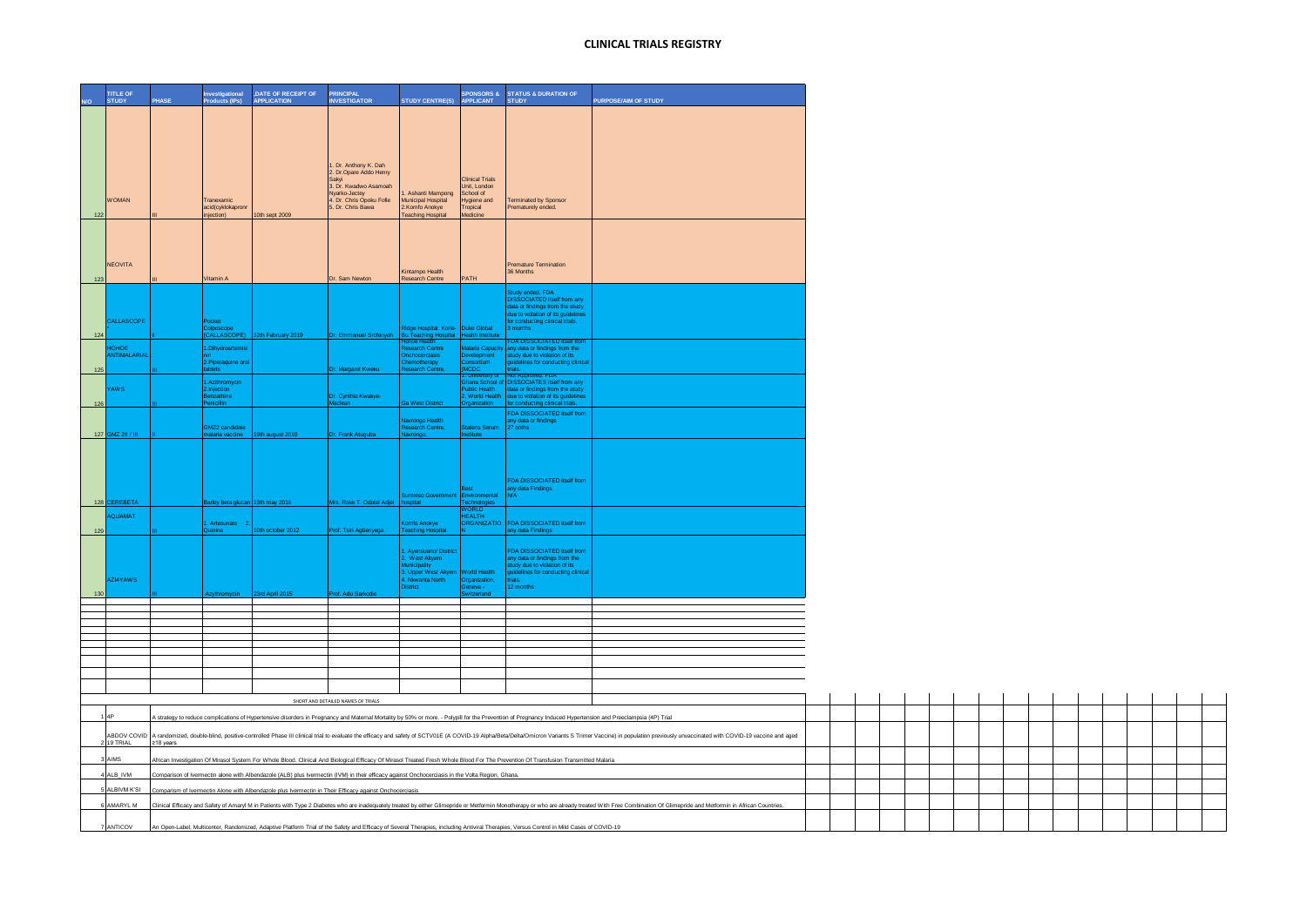# CLINICAL TRIALS REGISTRY

| N/O | TITLE OF STUDY | PHASE | Investigational Products (IPs) | DATE OF RECEIPT OF APPLICATION | PRINCIPAL INVESTIGATOR | STUDY CENTRE(S) | SPONSORS & APPLICANT | STATUS & DURATION OF STUDY | PURPOSE/AIM OF STUDY |
|---|---|---|---|---|---|---|---|---|---|
| 122 | WOMAN | III | Tranexamic acid(cyklokapronr injection) | 10th sept 2009 | 1. Dr. Anthony K. Dah 2. Dr.Opare Addo Henry Sakyi 3. Dr. Kwadwo Asamoah Nyarko-Jectey 4. Dr. Chris Opoku Folle 5. Dr. Chris Bawa | 1. Ashanti Mampong Municipal Hospital 2.Komfo Anokye Teaching Hospital | Clinical Trials Unit, London School of Hygiene and Tropical Medicine | Terminated by Sponsor Prematurely ended. | |
| 123 | NEOVITA | III | Vitamin A | | Dr. Sam Newton | Kintampo Health Research Centre | PATH | Premature Termination 36 Months | |
| 124 | CALLASCOPE | II | Pocket Colposcope (CALLASCOPE) | 12th February 2019 | Dr. Emmanuel Srofenyoh | Ridge Hospital, Korle-Bu Teaching Hospital | Duke Global Health Institute | Study ended, FDA DISSOCIATED itself from any data or findings from the study due to violation of its guidelines for conducting clinical trials. 8 months | |
| 125 | HOHOE ANTIMALARIAL | III | 1.Dihydroartemisinin 2.Piperaquine oral tablets | | Dr. Margaret Kweku | Hohoe Health Research Centre Onchocerciasis Chemotherapy Research Centre, | Malaria Capacity Development Consortium (MCDC | FDA DISSOCIATED itself from any data or findings from the study due to violation of its guidelines for conducting clinical trials. | |
| 126 | YAWS | III | 1.Azithromycin 2.Injection Benzathine Penicillin | | Dr. Cynthia Kwakye-Maclean | Ga West District | 1. University of Ghana School of Public Health 2. World Health Organization | Not Approved. FDA DISSOCIATES itself from any data or findings from the study due to violation of its guidelines for conducting clinical trials. | |
| 127 | GMZ 2II / III | II | GMZ2 candidate malaria vaccine | 19th august 2010 | Dr. Frank Atuguba | Navrongo Health Research Centre, Navrongo. | Statens Serum Institute | FDA DISSOCIATED itself from any data or findings 27 onths | |
| 128 | CEREBETA | | Barley beta glucan | 13th may 2016 | Mrs. Rose T. Odotei Adjei | Sunyani Government hospital | Best Environmental Technologies | FDA DISSOCIATED itself from any data Findings N/A | |
| 129 | AQUAMAT | III | 1. Artesunate 2. Quinine | 10th october 2012 | Prof. Tsiri Agbenyega | Komfo Anokye Teaching Hospital | WORLD HEALTH ORGANIZATION | FDA DISSOCIATED itself from any data Findings | |
| 130 | AZI4YAWS | III | Azythromycin | 23rd April 2015 | Prof. Adu Sarkodie | 1. Ayensuanor District 2. West Akyem Municipality 3. Upper West Akyem 4. Nkwanta North District | World Health Organization, Geneva - Switzerland | FDA DISSOCIATED itself from any data or findings from the study due to violation of its guidelines for conducting clinical trials. 12 months | |

## SHORT AND DETAILED NAMES OF TRIALS

| | | |
|---|---|---|
| 1 | 4P | A strategy to reduce complications of Hypertensive disorders in Pregnancy and Maternal Mortality by 50% or more. - Polypill for the Prevention of Pregnancy Induced Hypertension and Preeclampsia (4P) Trial |
| 2 | ABDOV COVID 19 TRIAL | ≥18 years A randomized, double-blind, positive-controlled Phase III clinical trial to evaluate the efficacy and safety of SCTV01E (A COVID-19 Alpha/Beta/Delta/Omicron Variants S Trimer Vaccine) in population previously unvaccinated with COVID-19 vaccine and aged |
| 3 | AIMS | African Investigation Of Mirasol System For Whole Blood. Clinical And Biological Efficacy Of Mirasol Treated Fresh Whole Blood For The Prevention Of Transfusion Transmitted Malaria |
| 4 | ALB_IVM | Comparison of Ivermectin alone with Albendazole (ALB) plus Ivermectin (IVM) in their efficacy against Onchocerciasis in the Volta Region, Ghana. |
| 5 | ALBIVM K'SI | Comparison of Ivermectin Alone with Albendazole plus Ivermectin In Their Efficacy against Onchocerciasis |
| 6 | AMARYL M | Clinical Efficacy and Safety of Amaryl M in Patients with Type 2 Diabetes who are inadequately treated by either Glimepiride or Metformin Monotherapy or who are already treated With Free Combination Of Glimepride and Metformin in African Countries. |
| 7 | ANTICOV | An Open-Label, Multicenter, Randomized, Adaptive Platform Trial of the Safety and Efficacy of Several Therapies, including Antiviral Therapies, Versus Control in Mild Cases of COVID-19 |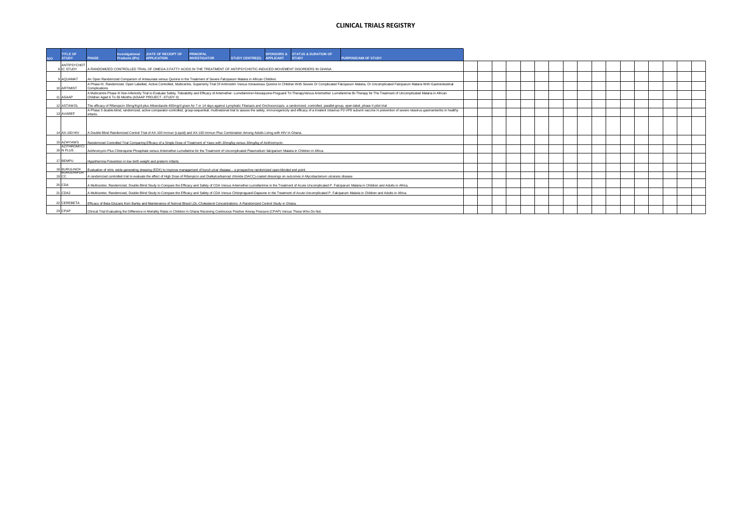# CLINICAL TRIALS REGISTRY

| N/O | TITLE OF STUDY | PHASE | Investigational Products (IPs) | DATE OF RECEIPT OF APPLICATION | PRINCIPAL INVESTIGATOR | STUDY CENTRE(S) | SPONSORS & APPLICANT | STATUS & DURATION OF STUDY | PURPOSE/AIM OF STUDY |
|---|---|---|---|---|---|---|---|---|---|
| 8 | ANTIPSYCHOTIC STUDY | A RANDOMIZED CONTROLLED TRIAL OF OMEGA-3 FATTY ACIDS IN THE TREATMENT OF ANTIPSYCHOTIC-INDUCED MOVEMENT DISORDERS IN GHANA | | | | | | | |
| 9 | AQUAMAT | An Open Randomized Comparism of Artesunate versus Quinine in the Treatment of Severe Falciparum Malaria in African Children. | | | | | | | |
| 10 | ARTIMIST | A Phase III, Randomized, Open Labelled, Active Controlled, Multicentre, Superiority Trial Of Artimisttm Versus Intravenous Quinine In Children With Severe Or Complicated Falciparum Malaria, Or Uncomplicated Falciparum Malaria With Gastrointestinal Complications | | | | | | | |
| 11 | ASAAP | A Multicentre Phase III Non-Inferiority Trial to Evaluate Safety, Tolerability and Efficacy of Artemether- Lumefantrine+Atovaquone-Proguanil Tri-TherapyVersus Artemether Lumefantrine Bi-Therapy for The Treatment of Uncomplicated Malaria in African Children Aged 6 To 59 Months (ASAAP PROJECT -STUDY II) | | | | | | | |
| 12 | ASTAWOL | The efficacy of Rifampicin 35mg/Kg/d plus Albendazole 400mg/d given for 7 or 14 days against Lymphatic Filariasis and Onchocerciasis- a randomized, controlled, parallel-group, open-label, phase II pilot trial | | | | | | | |
| 13 | AVAREF | A Phase 3 double-blind, randomized, active comparator-controlled, group-sequential, multinational trial to assess the safety, immunogenicity and efficacy of a trivalent rotavirus P2-VP8 subunit vaccine in prevention of severe rotavirus gastroenteritis in healthy infants. | | | | | | | |
| 14 | AX-100 HIV | A Double Blind Randomized Control Trial of AX-100 Immun (Liquid) and AX-100 Immun Plus Combination Among Adults Living with HIV In Ghana. | | | | | | | |
| 15 | AZI4YAWS | Randomized Controlled Trial Comparing Efficacy of a Single Dose of Treatment of Yaws with 20mg/kg versus 30mg/kg of Azithromycin. | | | | | | | |
| 16 | AZITHROMYCIN PLUS | Azithromycin Plus Chloroquine Phosphate versus Artemether-Lumefatrine for the Treatment of Uncomplicated Plasmodium falciparum Malaria in Children in Africa. | | | | | | | |
| 17 | BEMPU | Hypothermia Prevention in low birth weight and preterm Infants | | | | | | | |
| 18 | BURULINOX | Evaluation of nitric oxide generating dressing (EDX) to improve management of buruli ulcer disease – a prospective randomized open-blinded end point. | | | | | | | |
| 19 | BURULIRIFDACC | A randomized controlled trial to evaluate the effect of High Dose of Rifampicin and Dialkylcarbamoyl chloride (DACC)-coated dressings on outcomes in Mycobacterium ulcerans disease | | | | | | | |
| 20 | CDA | A Multicenter, Randomized, Double Blind Study to Compare the Efficacy and Safety of CDA Versus Artemether-Lumefantrine in the Treatment of Acute Uncomplicated P. Falciparum Malaria in Children and Adults in Africa. | | | | | | | |
| 21 | CDA2 | A Multicenter, Randomized, Double Blind Study to Compare the Efficacy and Safety of CDA Versus Chlorproguanil-Dapsone in the Treatment of Acute Uncomplicated P. Falciparum Malaria in Children and Adults in Africa. | | | | | | | |
| 22 | CEREBETA | Efficacy of Beta-Glucans from Barley and Maintenance of Normal Blood LDL-Cholesterol Concentrations; A Randomized Control Study in Ghana. | | | | | | | |
| 23 | CPAP | Clinical Trial Evaluating the Difference in Mortality Rates in Children in Ghana Receiving Continuous Positive Airway Pressure (CPAP) Versus Those Who Do Not. | | | | | | | |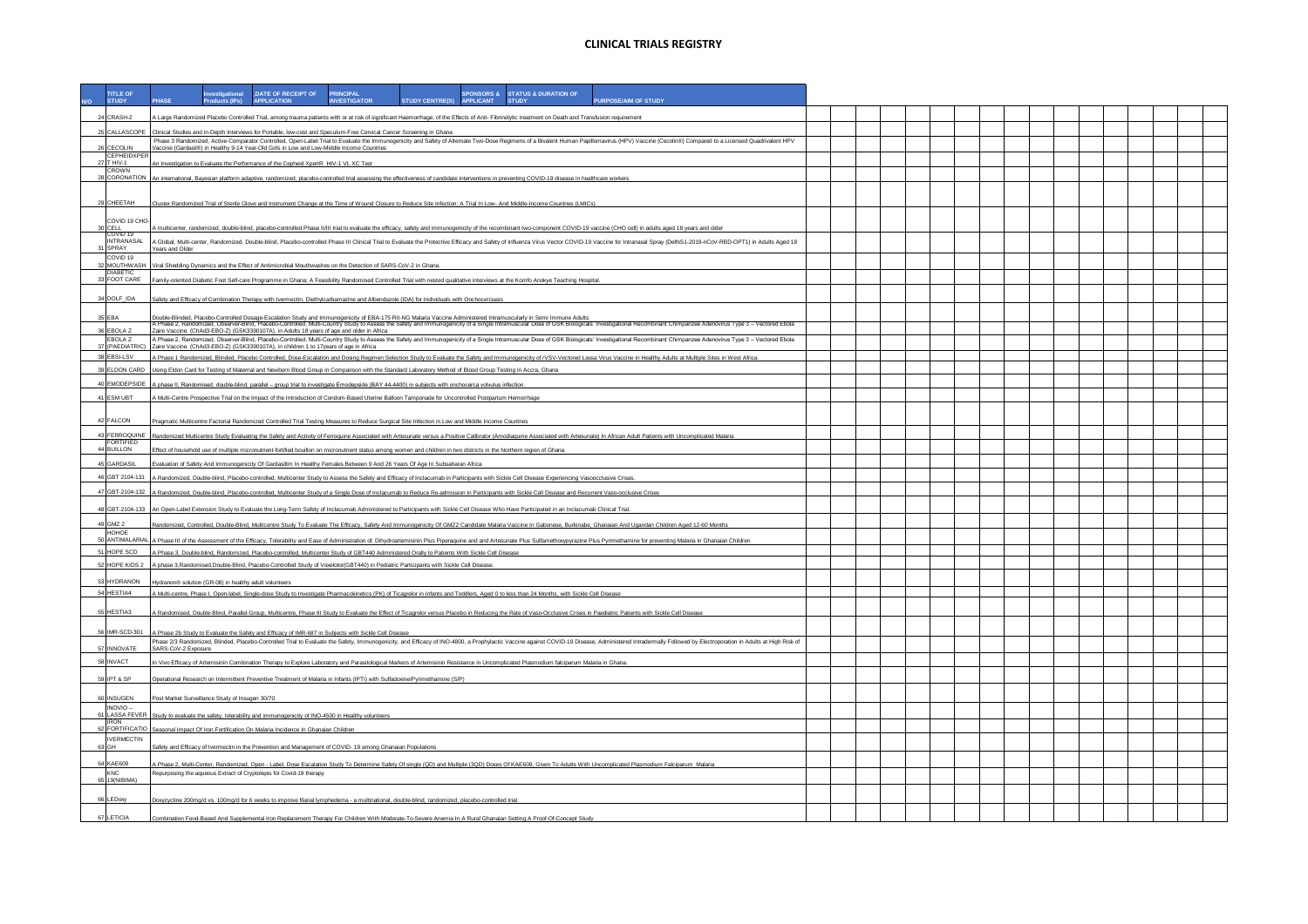# CLINICAL TRIALS REGISTRY

| N/O | TITLE OF STUDY | PHASE | Investigational Products (IPs) | DATE OF RECEIPT OF APPLICATION | PRINCIPAL INVESTIGATOR | STUDY CENTRE(S) | SPONSORS & APPLICANT | STATUS & DURATION OF STUDY | PURPOSE/AIM OF STUDY |
|---|---|---|---|---|---|---|---|---|---|
| 24 | CRASH-2 | A Large Randomized Placebo Controlled Trial, among trauma patients with or at risk of significant Haemorrhage, of the Effects of Anti- Fibrinolytic treatment on Death and Transfusion requirement | | | | | | | |
| 25 | CALLASCOPE | Clinical Studies and in-Depth Interviews for Portable, low-cost and Speculum-Free Cervical Cancer Screening in Ghana | | | | | | | |
| 26 | CECOLIN | Phase 3 Randomized, Active-Comparator Controlled, Open-Label Trial to Evaluate the Immunogenicity and Safety of Alternate Two-Dose Regimens of a Bivalent Human Papillomavirus (HPV) Vaccine (Cecolin®) Compared to a Licensed Quadrivalent HPV Vaccine (Gardasil®) in Healthy 9-14 Year-Old Girls in Low and Low-Middle Income Countries | | | | | | | |
| 27 | CEPHEIDXPERT HIV-1 | An Investigation to Evaluate the Performance of the Cepheid XpertR HIV-1 VL XC Test | | | | | | | |
| 28 | CROWN CORONATION | An international, Bayesian platform adaptive, randomized, placebo-controlled trial assessing the effectiveness of candidate interventions in preventing COVID-19 disease in healthcare workers | | | | | | | |
| 29 | CHEETAH | Cluster Randomized Trial of Sterile Glove and Instrument Change at the Time of Wound Closure to Reduce Site Infection: A Trial In Low- And Middle-Income Countries (LMICs) | | | | | | | |
| 30 | COVID 19 CHO-CELL | A multicenter, randomized, double-blind, placebo-controlled Phase II/III trial to evaluate the efficacy, safety and immunogenicity of the recombinant two-component COVID-19 vaccine (CHO cell) in adults aged 18 years and older | | | | | | | |
| 31 | COVID 19 INTRANASAL SPRAY | A Global, Multi-center, Randomized, Double-blind, Placebo-controlled Phase III Clinical Trial to Evaluate the Protective Efficacy and Safety of Influenza Virus Vector COVID-19 Vaccine for Intranasal Spray (DelNS1-2019-nCoV-RBD-OPT1) in Adults Aged 18 Years and Older | | | | | | | |
| 32 | COVID 19 MOUTHWASH | Viral Shedding Dynamics and the Effect of Antimicrobial Mouthwashes on the Detection of SARS-CoV-2 in Ghana. | | | | | | | |
| 33 | DIABETIC FOOT CARE | Family-oriented Diabetic Foot Self-care Programme in Ghana; A Feasibility Randomised Controlled Trial with nested qualitative interviews at the Komfo Anokye Teaching Hospital. | | | | | | | |
| 34 | DOLF_IDA | Safety and Efficacy of Combination Therapy with Ivermectin, Diethylcarbamazine and Albendazole (IDA) for Individuals with Onchocerciasis | | | | | | | |
| 35 | EBA | Double-Blinded, Placebo-Controlled Dosage-Escalation Study and Immunogenicity of EBA-175 RII-NG Malaria Vaccine Administered Intramuscularly in Semi Immune Adults | | | | | | | |
| 36 | EBOLA Z | A Phase 2, Randomized, Observer-Blind, Placebo-Controlled, Multi-Country Study to Assess the Safety and Immunogenicity of a Single Intramuscular Dose of GSK Biologicals' Investigational Recombinant Chimpanzee Adenovirus Type 3 – Vectored Ebola Zaire Vaccine. (ChAd3-EBO-Z) (GSK3390107A), in Adults 18 years of age and older in Africa | | | | | | | |
| 37 | EBOLA Z (PAEDIATRIC) | A Phase 2, Randomized, Observer-Blind, Placebo-Controlled, Multi-Country Study to Assess the Safety and Immunogenicity of a Single Intramuscular Dose of GSK Biologicals' Investigational Recombinant Chimpanzee Adenovirus Type 3 – Vectored Ebola Zaire Vaccine. (ChAd3-EBO-Z) (GSK3390107A), in children 1 to 17years of age in Africa | | | | | | | |
| 38 | EBSI-LSV | A Phase 1 Randomized, Blinded, Placebo Controlled, Dose-Escalation and Dosing Regimen Selection Study to Evaluate the Safety and Immunogenicity of rVSV-Vectored Lassa Virus Vaccine in Healthy Adults at Multiple Sites in West Africa | | | | | | | |
| 39 | ELDON CARD | Using Eldon Card for Testing of Maternal and Newborn Blood Group in Comparison with the Standard Laboratory Method of Blood Group Testing in Accra, Ghana | | | | | | | |
| 40 | EMODEPSIDE | A phase II, Randomised, double-blind, parallel – group trial to investigate Emodepside (BAY 44-4400) in subjects with onchocerca volvulus infection. | | | | | | | |
| 41 | ESM UBT | A Multi-Centre Prospective Trial on the Impact of the Introduction of Condom-Based Uterine Balloon Tamponade for Uncontrolled Postpartum Hemorrhage | | | | | | | |
| 42 | FALCON | Pragmatic Multicentre Factorial Randomized Controlled Trial Testing Measures to Reduce Surgical Site Infection in Low and Middle Income Countries | | | | | | | |
| 43 | FERROQUINE | Randomized Multicentre Study Evaluating the Safety and Activity of Ferroquine Associated with Artesunate versus a Positive Calibrator (Amodiaquine Associated with Artesunate) In African Adult Patients with Uncomplicated Malaria. | | | | | | | |
| 44 | FORTIFIED BUILLON | Effect of household use of multiple micronutrient-fortified bouillon on micronutrient status among women and children in two districts in the Northern region of Ghana | | | | | | | |
| 45 | GARDASIL | Evaluation of Safety And Immunogenicity Of Gardasiltm In Healthy Females Between 9 And 26 Years Of Age In Subsaharan Africa | | | | | | | |
| 46 | GBT 2104-131 | A Randomized, Double-blind, Placebo-controlled, Multicenter Study to Assess the Safety and Efficacy of Inclacumab in Participants with Sickle Cell Disease Experiencing Vasoocclusive Crises. | | | | | | | |
| 47 | GBT-2104-132 | A Randomized, Double-blind, Placebo-controlled, Multicenter Study of a Single Dose of Inclacumab to Reduce Re-admission in Participants with Sickle Cell Disease and Recurrent Vaso-occlusive Crises | | | | | | | |
| 48 | GBT-2104-133 | An Open-Label Extension Study to Evaluate the Long-Term Safety of Inclacumab Administered to Participants with Sickle Cell Disease Who Have Participated in an Inclacumab Clinical Trial. | | | | | | | |
| 49 | GMZ 2 | Randomized, Controlled, Double-Blind, Multicentre Study To Evaluate The Efficacy, Safety And Immunogenicity Of GMZ2 Candidate Malaria Vaccine In Gabonese, Burkinabe, Ghanaian And Ugandan Children Aged 12-60 Months | | | | | | | |
| 50 | HOHOE ANTIMALARIAL | A Phase III of the Assessment of the Efficacy, Tolerability and Ease of Administration of, Dihydroartemisinin Plus Piperaquine and and Artesunate Plus Sulfamethoxypyrazine Plus Pyrimethamine for preventing Malaria in Ghanaian Children | | | | | | | |
| 51 | HOPE SCD | A Phase 3, Double-blind, Randomized, Placebo-controlled, Multicenter Study of GBT440 Administered Orally to Patients With Sickle Cell Disease | | | | | | | |
| 52 | HOPE KIDS 2 | A phase 3,Randomised,Double-Blind, Placebo-Controlled Study of Voxelotor(GBT440) in Pediatric Participants with Sickle Cell Disease. | | | | | | | |
| 53 | HYDRANON | Hydranon® solution (GR-08) in healthy adult volunteers | | | | | | | |
| 54 | HESTIA4 | A Multi-centre, Phase I, Open-label, Single-dose Study to Investigate Pharmacokinetics (PK) of Ticagrelor in Infants and Toddlers, Aged 0 to less than 24 Months, with Sickle Cell Disease | | | | | | | |
| 55 | HESTIA3 | A Randomised, Double-Blind, Parallel-Group, Multicentre, Phase III Study to Evaluate the Effect of Ticagrelor versus Placebo in Reducing the Rate of Vaso-Occlusive Crises in Paediatric Patients with Sickle Cell Disease | | | | | | | |
| 56 | IMR-SCD-301 | A Phase 2b Study to Evaluate the Safety and Efficacy of IMR-687 in Subjects with Sickle Cell Disease | | | | | | | |
| 57 | INNOVATE | Phase 2/3 Randomized, Blinded, Placebo-Controlled Trial to Evaluate the Safety, Immunogenicity, and Efficacy of INO-4800, a Prophylactic Vaccine against COVID-19 Disease, Administered Intradermally Followed by Electroporation in Adults at High Risk of SARS-CoV-2 Exposure | | | | | | | |
| 58 | INVACT | In Vivo Efficacy of Artemisinin Combination Therapy to Explore Laboratory and Parasitological Markers of Artemisinin Resistance in Uncomplicated Plasmodium falciparum Malaria in Ghana. | | | | | | | |
| 59 | IPT & SP | Operational Research on Intermittent Preventive Treatment of Malaria in Infants (IPTi) with Sulfadoxine/Pyrimethamine (S/P) | | | | | | | |
| 60 | INSUGEN | Post Market Surveillance Study of Insugen 30/70 | | | | | | | |
| 61 | INOVIO – LASSA FEVER | Study to evaluate the safety, tolerability and immunogenicity of INO-4500 in Healthy volunteers | | | | | | | |
| 62 | IRON FORTIFICATIO | Seasonal Impact Of Iron Fortification On Malaria Incidence In Ghanaian Children | | | | | | | |
| 63 | IVERMECTIN GH | Safety and Efficacy of Ivermectin in the Prevention and Management of COVID- 19 among Ghanaian Populations | | | | | | | |
| 64 | KAE609 | A Phase 2, Multi-Center, Randomized, Open - Label, Dose Escalation Study To Determine Safety Of Single (QD) and Multiple (3QD) Doses Of KAE609, Given To Adults With Uncomplicated Plasmodium Falciparum Malaria | | | | | | | |
| 65 | KNC 19(NIBIMA) | Repurposing the aqueous Extract of Cryptolepis for Covid-19 therapy | | | | | | | |
| 66 | LEDoxy | Doxycycline 200mg/d vs. 100mg/d for 6 weeks to improve filarial lymphedema - a multinational, double-blind, randomized, placebo-controlled trial. | | | | | | | |
| 67 | LETICIA | Combination Food-Based And Supplemental Iron Replacement Therapy For Children With Moderate-To-Severe Anemia In A Rural Ghanaian Setting:A Proof-Of-Concept Study | | | | | | | |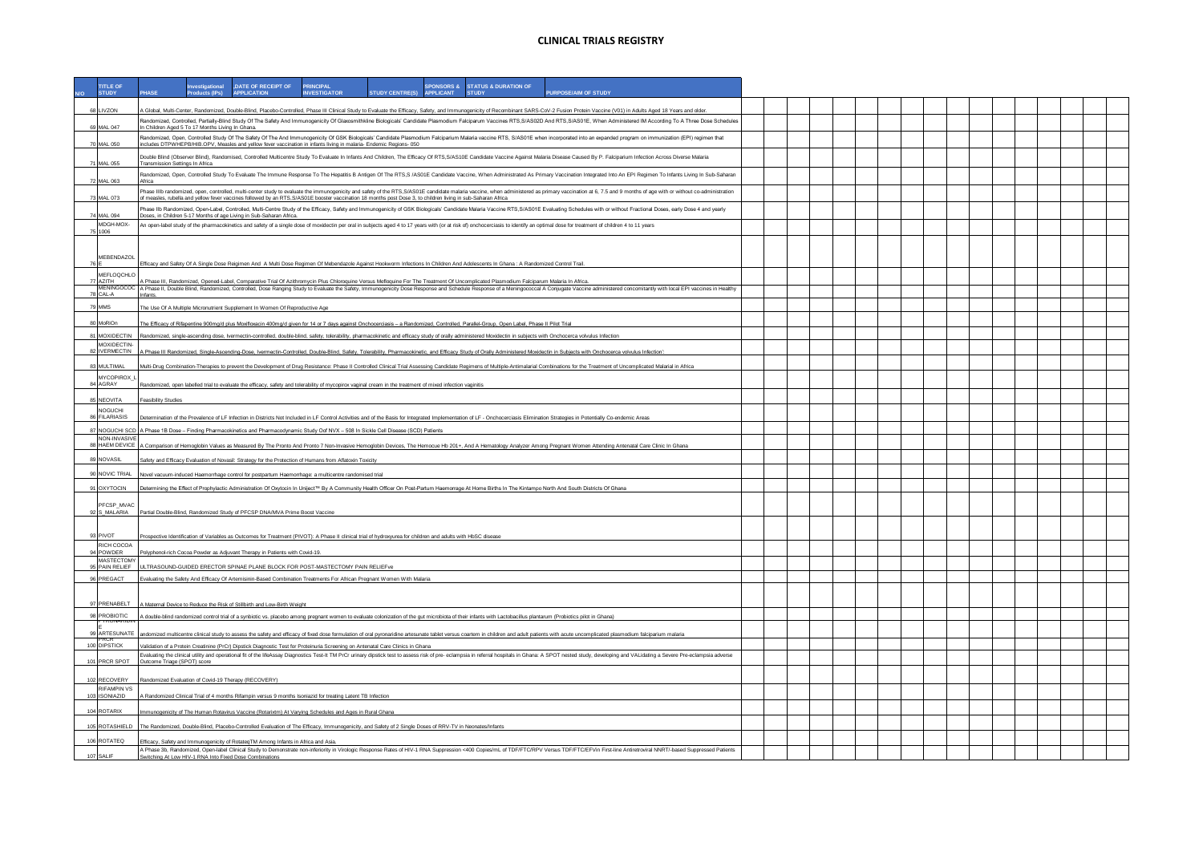# CLINICAL TRIALS REGISTRY

| N/O | TITLE OF STUDY | PHASE | Investigational Products (IPs) | DATE OF RECEIPT OF APPLICATION | PRINCIPAL INVESTIGATOR | STUDY CENTRE(S) | SPONSORS & APPLICANT | STATUS & DURATION OF STUDY | PURPOSE/AIM OF STUDY |
|---|---|---|---|---|---|---|---|---|---|
| 68 | LIVZON | A Global, Multi-Center, Randomized, Double-Blind, Placebo-Controlled, Phase III Clinical Study to Evaluate the Efficacy, Safety, and Immunogenicity of Recombinant SARS-CoV-2 Fusion Protein Vaccine (V01) in Adults Aged 18 Years and older. | | | | | | | |
| 69 | MAL 047 | Randomized, Controlled, Partially-Blind Study Of The Safety And Immunogenicity Of Glaxosmithkline Biologicals' Candidate Plasmodium Falciparum Vaccines RTS,S/AS02D And RTS,S/AS01E, When Administered IM According To A Three Dose Schedules In Children Aged 5 To 17 Months Living In Ghana. | | | | | | | |
| 70 | MAL 050 | Randomized, Open, Controlled Study Of The Safety Of The And Immunogenicity Of GSK Biologicals' Candidate Plasmodium Falciparum Malaria vaccine RTS, S/AS01E when incorporated into an expanded program on immunization (EPI) regimen that includes DTPW/HEPB/HIB,OPV, Measles and yellow fever vaccination in infants living in malaria- Endemic Regions- 050 | | | | | | | |
| 71 | MAL 055 | Double Blind (Observer Blind), Randomised, Controlled Multicentre Study To Evaluate In Infants And Children, The Efficacy Of RTS,S/AS10E Candidate Vaccine Against Malaria Disease Caused By P. Falciparium Infection Across Diverse Malaria Transmission Settings In Africa. | | | | | | | |
| 72 | MAL 063 | Randomized, Open, Controlled Study To Evaluate The Immune Response To The Hepatitis B Antigen Of The RTS,S /AS01E Candidate Vaccine, When Administrated As Primary Vaccination Integrated Into An EPI Regimen To Infants Living In Sub-Saharan Africa | | | | | | | |
| 73 | MAL 073 | Phase IIIb randomized, open, controlled, multi-center study to evaluate the immunogenicity and safety of the RTS,S/AS01E candidate malaria vaccine, when administered as primary vaccination at 6, 7.5 and 9 months of age with or without co-administration of measles, rubella and yellow fever vaccines followed by an RTS,S/AS01E booster vaccination 18 months post Dose 3, to children living in sub-Saharan Africa | | | | | | | |
| 74 | MAL 094 | Phase IIb Randomized, Open-Label, Controlled, Multi-Centre Study of the Efficacy, Safety and Immunogenicity of GSK Biologicals' Candidate Malaria Vaccine RTS,S/AS01E Evaluating Schedules with or without Fractional Doses, early Dose 4 and yearly Doses, in Children 5-17 Months of age Living in Sub-Saharan Africa. | | | | | | | |
| 75 | MDGH-MOX-1006 | An open-label study of the pharmacokinetics and safety of a single dose of moxidectin per oral in subjects aged 4 to 17 years with (or at risk of) onchocerciasis to identify an optimal dose for treatment of children 4 to 11 years | | | | | | | |
| 76 | MEBENDAZOLE | Efficacy and Safety Of A Single Dose Reigimen And A Multi Dose Regimen Of Mebendazole Against Hookworm Infections In Children And Adolescents In Ghana : A Randomized Control Trail. | | | | | | | |
| 77 | MEFLOQCHLO AZITH | A Phase III, Randomized, Opened-Label, Comparative Trial Of Azithromycin Plus Chloroquine Versus Mefloquine For The Treatment Of Uncomplicated Plasmodium Falciparum Malaria In Africa. | | | | | | | |
| 78 | MENINGOCOCCAL-A | A Phase II, Double Blind, Randomized, Controlled, Dose Ranging Study to Evaluate the Safety, Immunogenicity Dose Response and Schedule Response of a Meningococcal A Conjugate Vaccine administered concomitantly with local EPI vaccines in Healthy Infants. | | | | | | | |
| 79 | MMS | The Use Of A Multiple Micronutrient Supplement In Women Of Reproductive Age | | | | | | | |
| 80 | MoRiOn | The Efficacy of Rifapentine 900mg/d plus Moxifloxacin 400mg/d given for 14 or 7 days against Onchocerciasis – a Randomized, Controlled, Parallel-Group, Open Label, Phase II Pilot Trial | | | | | | | |
| 81 | MOXIDECTIN | Randomized, single-ascending dose, Ivermectin-controlled, double-blind, safety, tolerability, pharmacokinetic and efficacy study of orally administered Moxidectin in subjects with Onchocerca volvulus Infection | | | | | | | |
| 82 | MOXIDECTIN-IVERMECTIN | A Phase III Randomized, Single-Ascending-Dose, Ivermectin-Controlled, Double-Blind, Safety, Tolerability, Pharmacokinetic, and Efficacy Study of Orally Administered Moxidectin in Subjects with Onchocerca volvulus Infection'. | | | | | | | |
| 83 | MULTIMAL | Multi-Drug Combination-Therapies to prevent the Development of Drug Resistance: Phase II Controlled Clinical Trial Assessing Candidate Regimens of Multiple-Antimalarial Combinations for the Treatment of Uncomplicated Malarial in Africa | | | | | | | |
| 84 | MYCOPIROX_LAGRAY | Randomized, open labelled trial to evaluate the efficacy, safety and tolerability of mycopirox vaginal cream in the treatment of mixed infection vaginitis | | | | | | | |
| 85 | NEOVITA | Feasibility Studies | | | | | | | |
| 86 | NOGUCHI FILARIASIS | Determination of the Prevalence of LF Infection in Districts Not Included in LF Control Activities and of the Basis for Integrated Implementation of LF - Onchocerciasis Elimination Strategies in Potentially Co-endemic Areas | | | | | | | |
| 87 | NOGUCHI SCD | A Phase 1B Dose – Finding Pharmacokinetics and Pharmacodynamic Study Oof NVX – 508 In Sickle Cell Disease (SCD) Patients | | | | | | | |
| 88 | NON-INVASIVE HAEM DEVICE | A Comparison of Hemoglobin Values as Measured By The Pronto And Pronto 7 Non-Invasive Hemoglobin Devices, The Hemocue Hb 201+, And A Hematology Analyzer Among Pregnant Women Attending Antenatal Care Clinic In Ghana | | | | | | | |
| 89 | NOVASIL | Safety and Efficacy Evaluation of Novasil: Strategy for the Protection of Humans from Aflatoxin Toxicity | | | | | | | |
| 90 | NOVIC TRIAL | Novel vacuum-induced Haemorrhage control for postpartum Haemorrhage: a multicentre randomised trial | | | | | | | |
| 91 | OXYTOCIN | Determining the Effect of Prophylactic Administration Of Oxytocin In Uniject™ By A Community Health Officer On Post-Partum Haemorrage At Home Births In The Kintampo North And South Districts Of Ghana | | | | | | | |
| 92 | PFCSP_MVACS_MALARIA | Partial Double-Blind, Randomized Study of PFCSP DNA/MVA Prime Boost Vaccine | | | | | | | |
| 93 | PIVOT | Prospective Identification of Variables as Outcomes for Treatment (PIVOT): A Phase II clinical trial of hydroxyurea for children and adults with HbSC disease | | | | | | | |
| 94 | RICH COCOA POWDER | Polyphenol-rich Cocoa Powder as Adjuvant Therapy in Patients with Covid-19. | | | | | | | |
| 95 | MASTECTOMY PAIN RELIEF | ULTRASOUND-GUIDED ERECTOR SPINAE PLANE BLOCK FOR POST-MASTECTOMY PAIN RELIEFve | | | | | | | |
| 96 | PREGACT | Evaluating the Safety And Efficacy Of Artemisinin-Based Combination Treatments For African Pregnant Women With Malaria | | | | | | | |
| 97 | PRENABELT | A Maternal Device to Reduce the Risk of Stillbirth and Low-Birth Weight | | | | | | | |
| 98 | PROBIOTIC | A double-blind randomized control trial of a synbiotic vs. placebo among pregnant women to evaluate colonization of the gut microbiota of their infants with Lactobacillus plantarum (Probiotics pilot in Ghana) | | | | | | | |
| 99 | PYRONARIDINE ARTESUNATE | andomized multicentre clinical study to assess the safety and efficacy of fixed dose formulation of oral pyronaridine artesunate tablet versus coartem in children and adult patients with acute uncomplicated plasmodium falciparum malaria | | | | | | | |
| 100 | PrCR DIPSTICK | Validation of a Protein Creatinine (PrCr) Dipstick Diagnostic Test for Proteinuria Screening on Antenatal Care Clinics in Ghana | | | | | | | |
| 101 | PRCR SPOT | Evaluating the clinical utility and operational fit of the lifeAssay Diagnostics Test-it TM PrCr urinary dipstick test to assess risk of pre- eclampsia in referral hospitals in Ghana: A SPOT nested study, developing and VALidating a Severe Pre-eclampsia adverse Outcome Triage (SPOT) score | | | | | | | |
| 102 | RECOVERY | Randomized Evaluation of Covid-19 Therapy (RECOVERY) | | | | | | | |
| 103 | RIFAMPIN VS ISONIAZID | A Randomized Clinical Trial of 4 months Rifampin versus 9 months isoniazid for treating Latent TB Infection | | | | | | | |
| 104 | ROTARIX | Immunogenicity of The Human Rotavirus Vaccine (Rotarixtm) At Varying Schedules and Ages in Rural Ghana | | | | | | | |
| 105 | ROTASHIELD | The Randomized, Double-Blind, Placebo-Controlled Evaluation of The Efficacy, Immunogenicity, and Safety of 2 Single Doses of RRV-TV in Neonates/Infants | | | | | | | |
| 106 | ROTATEQ | Efficacy, Safety and Immunogenicity of RotateqTM Among Infants in Africa and Asia. | | | | | | | |
| 107 | SALIF | A Phase 3b, Randomized, Open-label Clinical Study to Demonstrate non-inferiority in Virologic Response Rates of HIV-1 RNA Suppression <400 Copies/mL of TDF/FTC/RPV Versus TDF/FTC/EFVin First-line Antiretroviral NNRT/-based Suppressed Patients Switching At Low HIV-1 RNA Into Fixed Dose Combinations | | | | | | | |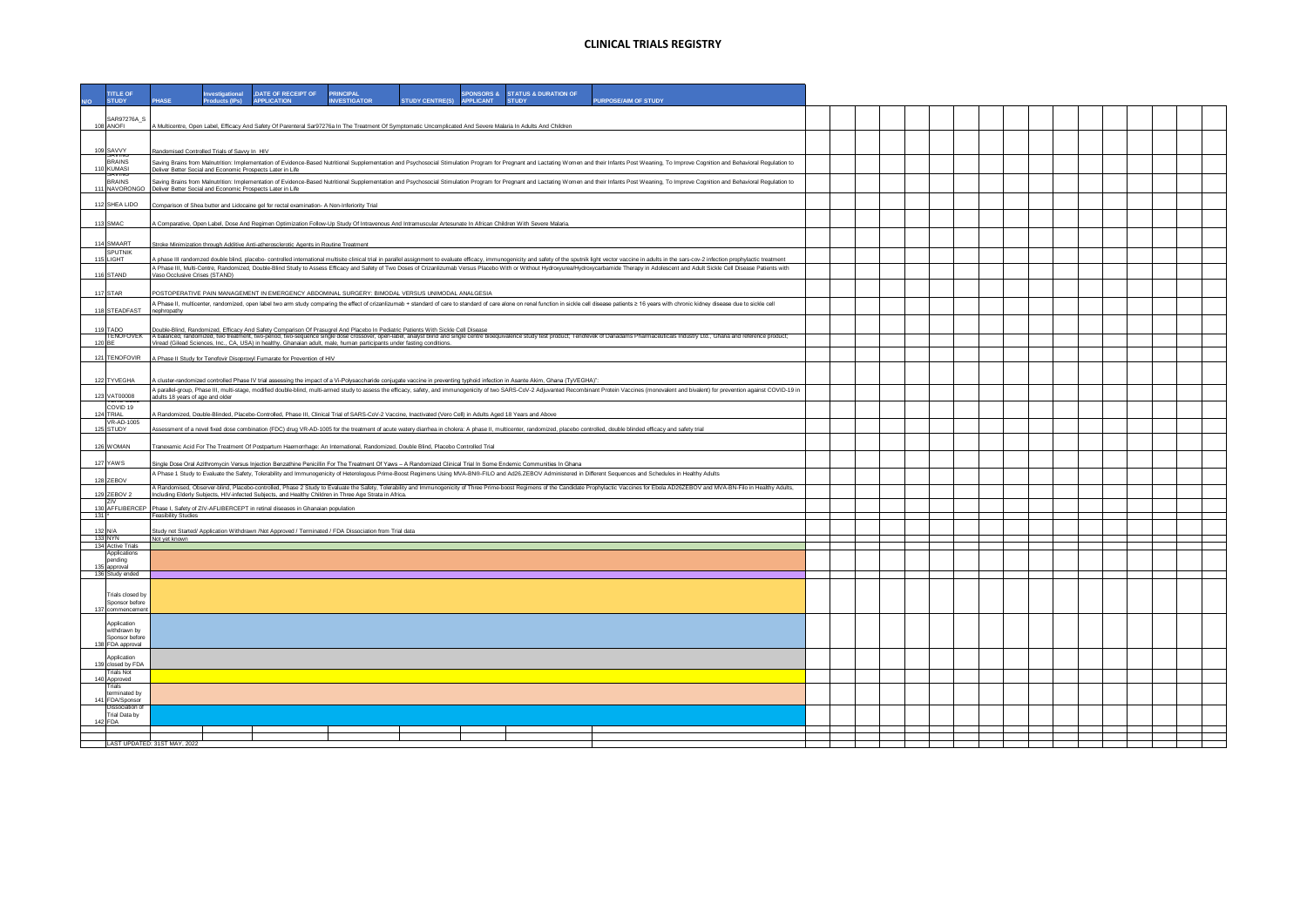# CLINICAL TRIALS REGISTRY

| N/O | TITLE OF STUDY | PHASE | Investigational Products (IPs) | DATE OF RECEIPT OF APPLICATION | PRINCIPAL INVESTIGATOR | STUDY CENTRE(S) | SPONSORS & APPLICANT | STATUS & DURATION OF STUDY | PURPOSE/AIM OF STUDY |
|---|---|---|---|---|---|---|---|---|---|
| 108 | SAR97276A_SANOFI | A Multicentre, Open Label, Efficacy And Safety Of Parenteral Sar97276a In The Treatment Of Symptomatic Uncomplicated And Severe Malaria In Adults And Children | | | | | | | |
| 109 | SAVVY | Randomised Controlled Trials of Savvy In HIV | | | | | | | |
| 110 | SAVING BRAINS KUMASI | Saving Brains from Malnutrition: Implementation of Evidence-Based Nutritional Supplementation and Psychosocial Stimulation Program for Pregnant and Lactating Women and their Infants Post Weaning, To Improve Cognition and Behavioral Regulation to Deliver Better Social and Economic Prospects Later in Life | | | | | | | |
| 111 | SAVING BRAINS NAVORONGO | Saving Brains from Malnutrition: Implementation of Evidence-Based Nutritional Supplementation and Psychosocial Stimulation Program for Pregnant and Lactating Women and their Infants Post Weaning, To Improve Cognition and Behavioral Regulation to Deliver Better Social and Economic Prospects Later in Life | | | | | | | |
| 112 | SHEA LIDO | Comparison of Shea butter and Lidocaine gel for rectal examination- A Non-Inferiority Trial | | | | | | | |
| 113 | SMAC | A Comparative, Open Label, Dose And Regimen Optimization Follow-Up Study Of Intravenous And Intramuscular Artesunate In African Children With Severe Malaria. | | | | | | | |
| 114 | SMAART | Stroke Minimization through Additive Anti-atherosclerotic Agents in Routine Treatment | | | | | | | |
| 115 | SPUTNIK LIGHT | A phase III randomzed double blind, placebo- controlled international multisite clinical trial in parallel assignment to evaluate efficacy, immunogenicity and safety of the sputnik light vector vaccine in adults in the sars-cov-2 infection prophylactic treatment | | | | | | | |
| 116 | STAND | A Phase III, Multi-Centre, Randomized, Double-Blind Study to Assess Efficacy and Safety of Two Doses of Crizanlizumab Versus Placebo With or Without Hydroxyurea/Hydroxycarbamide Therapy in Adolescent and Adult Sickle Cell Disease Patients with Vaso Occlusive Crises (STAND) | | | | | | | |
| 117 | STAR | POSTOPERATIVE PAIN MANAGEMENT IN EMERGENCY ABDOMINAL SURGERY: BIMODAL VERSUS UNIMODAL ANALGESIA | | | | | | | |
| 118 | STEADFAST | A Phase II, multicenter, randomized, open label two arm study comparing the effect of crizanlizumab + standard of care to standard of care alone on renal function in sickle cell disease patients ≥ 16 years with chronic kidney disease due to sickle cell nephropathy | | | | | | | |
| 119 | TADO | Double-Blind, Randomized, Efficacy And Safety Comparison Of Prasugrel And Placebo In Pediatric Patients With Sickle Cell Disease | | | | | | | |
| 120 | TENOFOVEK BE | A balanced, randomized, two treatment, two-period, two-sequence single dose crossover, open-label, analyst blind and single centre bioequivalence study test product; Tenofovek of Danadams Pharmaceuticals Industry Ltd., Ghana and reference product; Viread (Gilead Sciences, Inc., CA, USA) in healthy, Ghanaian adult, male, human participants under fasting conditions. | | | | | | | |
| 121 | TENOFOVIR | A Phase II Study for Tenofovir Disoproxyl Fumarate for Prevention of HIV | | | | | | | |
| 122 | TYVEGHA | A cluster-randomized controlled Phase IV trial assessing the impact of a Vi-Polysaccharide conjugate vaccine in preventing typhoid infection in Asante Akim, Ghana (TyVEGHA)": | | | | | | | |
| 123 | VAT00008 | A parallel-group, Phase III, multi-stage, modified double-blind, multi-armed study to assess the efficacy, safety, and immunogenicity of two SARS-CoV-2 Adjuvanted Recombinant Protein Vaccines (monovalent and bivalent) for prevention against COVID-19 in adults 18 years of age and older | | | | | | | |
| 124 | COVID 19 TRIAL | A Randomized, Double-Blinded, Placebo-Controlled, Phase III, Clinical Trial of SARS-CoV-2 Vaccine, Inactivated (Vero Cell) in Adults Aged 18 Years and Above | | | | | | | |
| 125 | VR-AD-1005 STUDY | Assessment of a novel fixed dose combination (FDC) drug VR-AD-1005 for the treatment of acute watery diarrhea in cholera: A phase II, multicenter, randomized, placebo controlled, double blinded efficacy and safety trial | | | | | | | |
| 126 | WOMAN | Tranexamic Acid For The Treatment Of Postpartum Haemorrhage: An International, Randomized, Double Blind, Placebo Controlled Trial | | | | | | | |
| 127 | YAWS | Single Dose Oral Azithromycin Versus Injection Benzathine Penicillin For The Treatment Of Yaws – A Randomized Clinical Trial In Some Endemic Communities In Ghana | | | | | | | |
| 128 | ZEBOV | A Phase 1 Study to Evaluate the Safety, Tolerability and Immunogenicity of Heterologous Prime-Boost Regimens Using MVA-BN®-FILO and Ad26.ZEBOV Administered in Different Sequences and Schedules in Healthy Adults | | | | | | | |
| 129 | ZEBOV 2 | A Randomised, Observer-blind, Placebo-controlled, Phase 2 Study to Evaluate the Safety, Tolerability and Immunogenicity of Three Prime-boost Regimens of the Candidate Prophylactic Vaccines for Ebola AD26ZEBOV and MVA-BN-Filo in Healthy Adults, Including Elderly Subjects, HIV-infected Subjects, and Healthy Children in Three Age Strata in Africa. | | | | | | | |
| 130 | ZIV AFFLIBERCEP | Phase I, Safety of ZIV-AFLIBERCEPT in retinal diseases in Ghanaian population | | | | | | | |
| 131 | * | Feasibility Studies | | | | | | | |
| 132 | N/A | Study not Started/ Application Withdrawn /Not Approved / Terminated / FDA Dissociation from Trial data | | | | | | | |
| 133 | NYN | Not yet known | | | | | | | |
| 134 | Active Trials | | | | | | | | |
| 135 | Applications pending approval | | | | | | | | |
| 136 | Study ended | | | | | | | | |
| 137 | Trials closed by Sponsor before commencement | | | | | | | | |
| 138 | Application withdrawn by Sponsor before FDA approval | | | | | | | | |
| 139 | Application closed by FDA | | | | | | | | |
| 140 | Trials Not Approved | | | | | | | | |
| 141 | Trials terminated by FDA/Sponsor | | | | | | | | |
| 142 | Dissociation of Trial Data by FDA | | | | | | | | |

LAST UPDATED: 31ST MAY, 2022